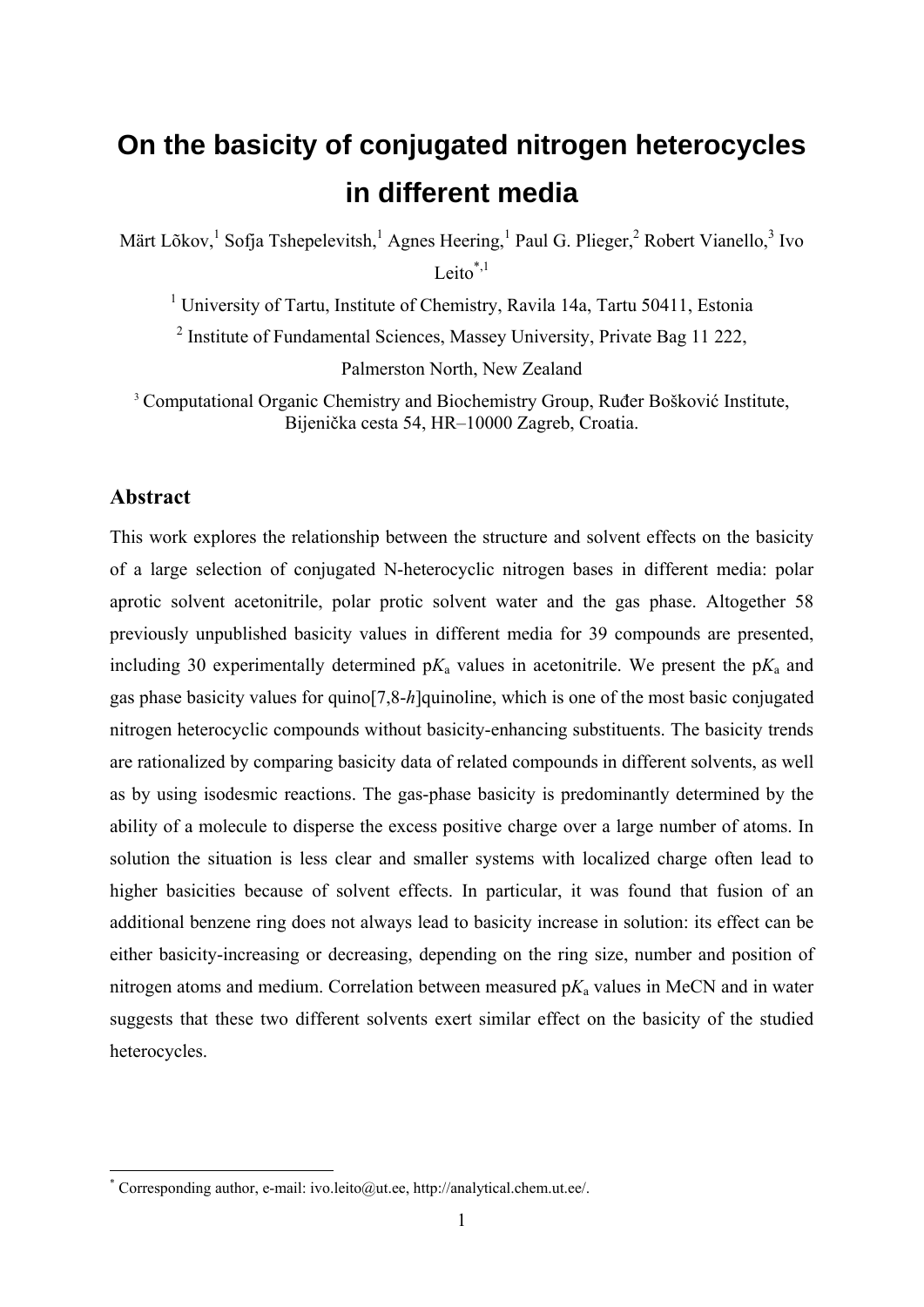# On the basicity of conjugated nitrogen heterocycles in different media

Märt Lõkov,[1] Sofja Tshepelevitsh,[1] Agnes Heering,[1] Paul G. Plieger,[2] Robert Vianello,[3] Ivo Leito[*,1]

[1] University of Tartu, Institute of Chemistry, Ravila 14a, Tartu 50411, Estonia

[2] Institute of Fundamental Sciences, Massey University, Private Bag 11 222, Palmerston North, New Zealand

[3] Computational Organic Chemistry and Biochemistry Group, Ruđer Bošković Institute, Bijenička cesta 54, HR–10000 Zagreb, Croatia.

## Abstract

This work explores the relationship between the structure and solvent effects on the basicity of a large selection of conjugated N-heterocyclic nitrogen bases in different media: polar aprotic solvent acetonitrile, polar protic solvent water and the gas phase. Altogether 58 previously unpublished basicity values in different media for 39 compounds are presented, including 30 experimentally determined p$K_a$ values in acetonitrile. We present the p$K_a$ and gas phase basicity values for quino[7,8-*h*]quinoline, which is one of the most basic conjugated nitrogen heterocyclic compounds without basicity-enhancing substituents. The basicity trends are rationalized by comparing basicity data of related compounds in different solvents, as well as by using isodesmic reactions. The gas-phase basicity is predominantly determined by the ability of a molecule to disperse the excess positive charge over a large number of atoms. In solution the situation is less clear and smaller systems with localized charge often lead to higher basicities because of solvent effects. In particular, it was found that fusion of an additional benzene ring does not always lead to basicity increase in solution: its effect can be either basicity-increasing or decreasing, depending on the ring size, number and position of nitrogen atoms and medium. Correlation between measured p$K_a$ values in MeCN and in water suggests that these two different solvents exert similar effect on the basicity of the studied heterocycles.

[*] Corresponding author, e-mail: ivo.leito@ut.ee, http://analytical.chem.ut.ee/.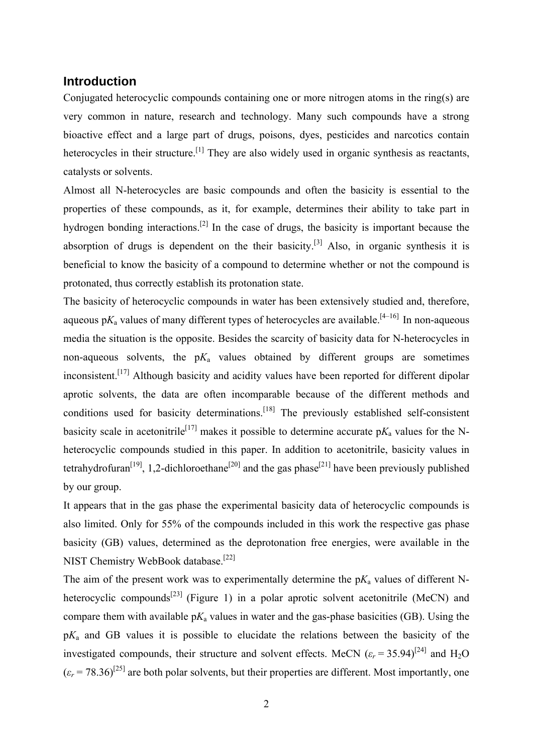## Introduction

Conjugated heterocyclic compounds containing one or more nitrogen atoms in the ring(s) are very common in nature, research and technology. Many such compounds have a strong bioactive effect and a large part of drugs, poisons, dyes, pesticides and narcotics contain heterocycles in their structure.[1] They are also widely used in organic synthesis as reactants, catalysts or solvents.

Almost all N-heterocycles are basic compounds and often the basicity is essential to the properties of these compounds, as it, for example, determines their ability to take part in hydrogen bonding interactions.[2] In the case of drugs, the basicity is important because the absorption of drugs is dependent on the their basicity.[3] Also, in organic synthesis it is beneficial to know the basicity of a compound to determine whether or not the compound is protonated, thus correctly establish its protonation state.

The basicity of heterocyclic compounds in water has been extensively studied and, therefore, aqueous p$K_a$ values of many different types of heterocycles are available.[4–16] In non-aqueous media the situation is the opposite. Besides the scarcity of basicity data for N-heterocycles in non-aqueous solvents, the p$K_a$ values obtained by different groups are sometimes inconsistent.[17] Although basicity and acidity values have been reported for different dipolar aprotic solvents, the data are often incomparable because of the different methods and conditions used for basicity determinations.[18] The previously established self-consistent basicity scale in acetonitrile[17] makes it possible to determine accurate p$K_a$ values for the N-heterocyclic compounds studied in this paper. In addition to acetonitrile, basicity values in tetrahydrofuran[19], 1,2-dichloroethane[20] and the gas phase[21] have been previously published by our group.

It appears that in the gas phase the experimental basicity data of heterocyclic compounds is also limited. Only for 55% of the compounds included in this work the respective gas phase basicity (GB) values, determined as the deprotonation free energies, were available in the NIST Chemistry WebBook database.[22]

The aim of the present work was to experimentally determine the p$K_a$ values of different N-heterocyclic compounds[23] (Figure 1) in a polar aprotic solvent acetonitrile (MeCN) and compare them with available p$K_a$ values in water and the gas-phase basicities (GB). Using the p$K_a$ and GB values it is possible to elucidate the relations between the basicity of the investigated compounds, their structure and solvent effects. MeCN ($\varepsilon_r$ = 35.94)[24] and $H_2O$ ($\varepsilon_r$ = 78.36)[25] are both polar solvents, but their properties are different. Most importantly, one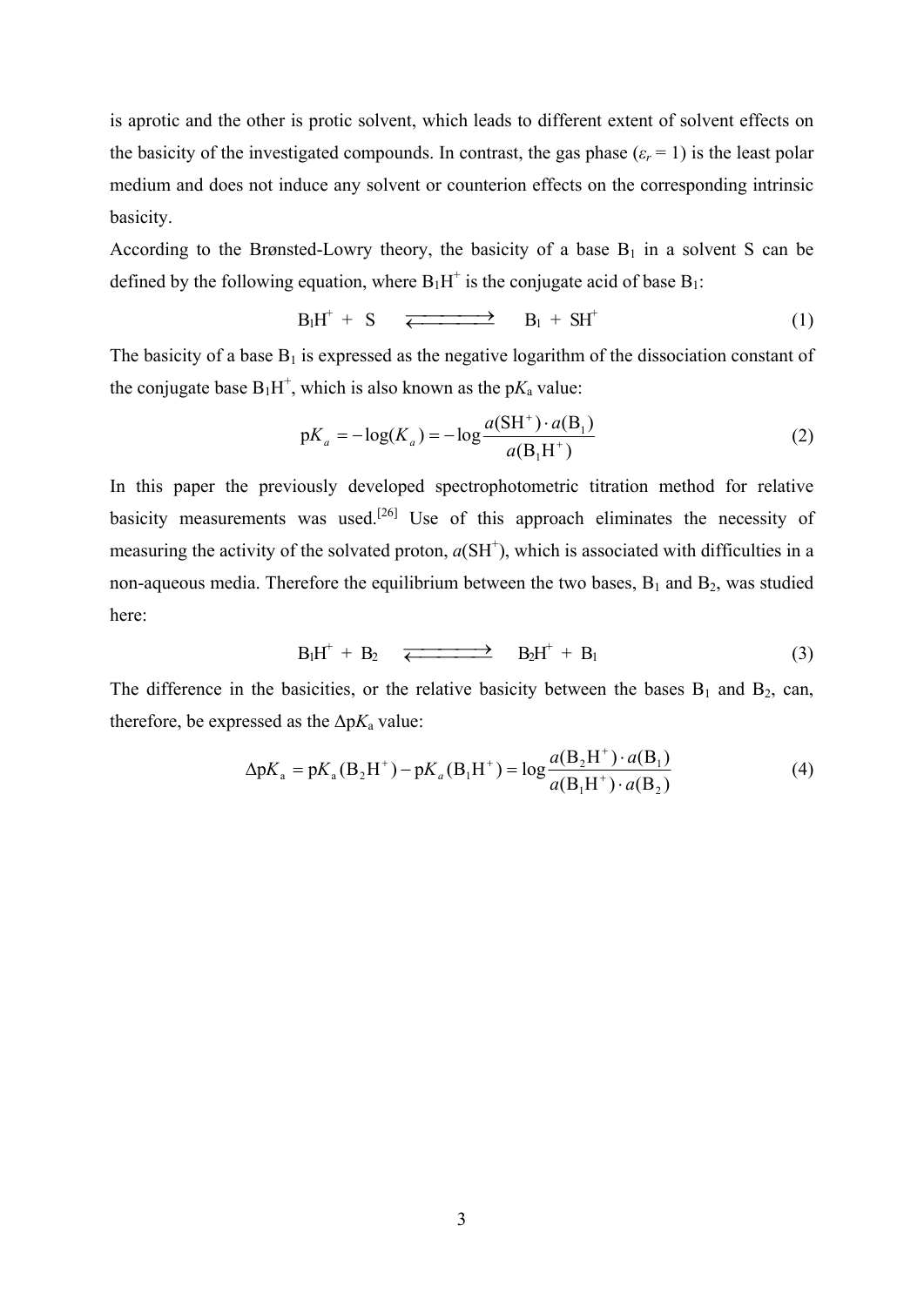is aprotic and the other is protic solvent, which leads to different extent of solvent effects on the basicity of the investigated compounds. In contrast, the gas phase ($\varepsilon_r = 1$) is the least polar medium and does not induce any solvent or counterion effects on the corresponding intrinsic basicity.

According to the Brønsted-Lowry theory, the basicity of a base $B_1$ in a solvent S can be defined by the following equation, where $B_1H^+$ is the conjugate acid of base $B_1$:

$$B_1H^+ + S \rightleftarrows B_1 + SH^+ \tag{1}$$

The basicity of a base $B_1$ is expressed as the negative logarithm of the dissociation constant of the conjugate base $B_1H^+$, which is also known as the p$K_a$ value:

$$pK_a = -\log(K_a) = -\log\frac{a(SH^+)\cdot a(B_1)}{a(B_1H^+)} \tag{2}$$

In this paper the previously developed spectrophotometric titration method for relative basicity measurements was used.[26] Use of this approach eliminates the necessity of measuring the activity of the solvated proton, $a(SH^+)$, which is associated with difficulties in a non-aqueous media. Therefore the equilibrium between the two bases, $B_1$ and $B_2$, was studied here:

$$B_1H^+ + B_2 \rightleftarrows B_2H^+ + B_1 \tag{3}$$

The difference in the basicities, or the relative basicity between the bases $B_1$ and $B_2$, can, therefore, be expressed as the Δp$K_a$ value:

$$\Delta pK_a = pK_a(B_2H^+) - pK_a(B_1H^+) = \log\frac{a(B_2H^+)\cdot a(B_1)}{a(B_1H^+)\cdot a(B_2)} \tag{4}$$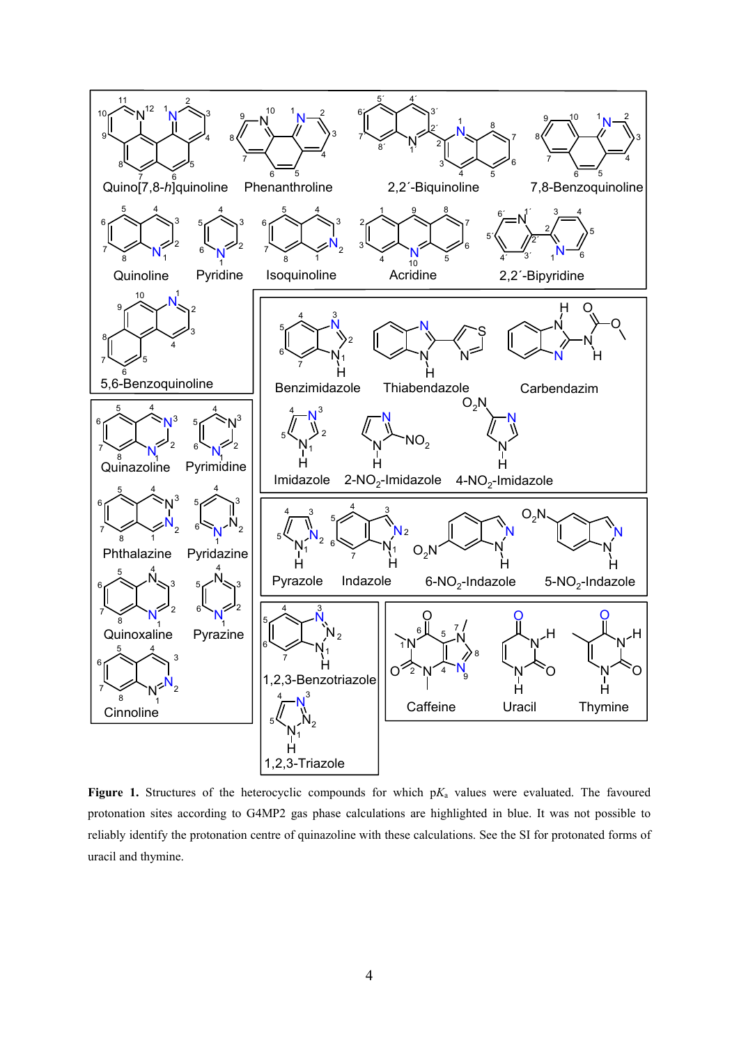**Figure 1.** Structures of the heterocyclic compounds for which p$K_a$ values were evaluated. The favoured protonation sites according to G4MP2 gas phase calculations are highlighted in blue. It was not possible to reliably identify the protonation centre of quinazoline with these calculations. See the SI for protonated forms of uracil and thymine.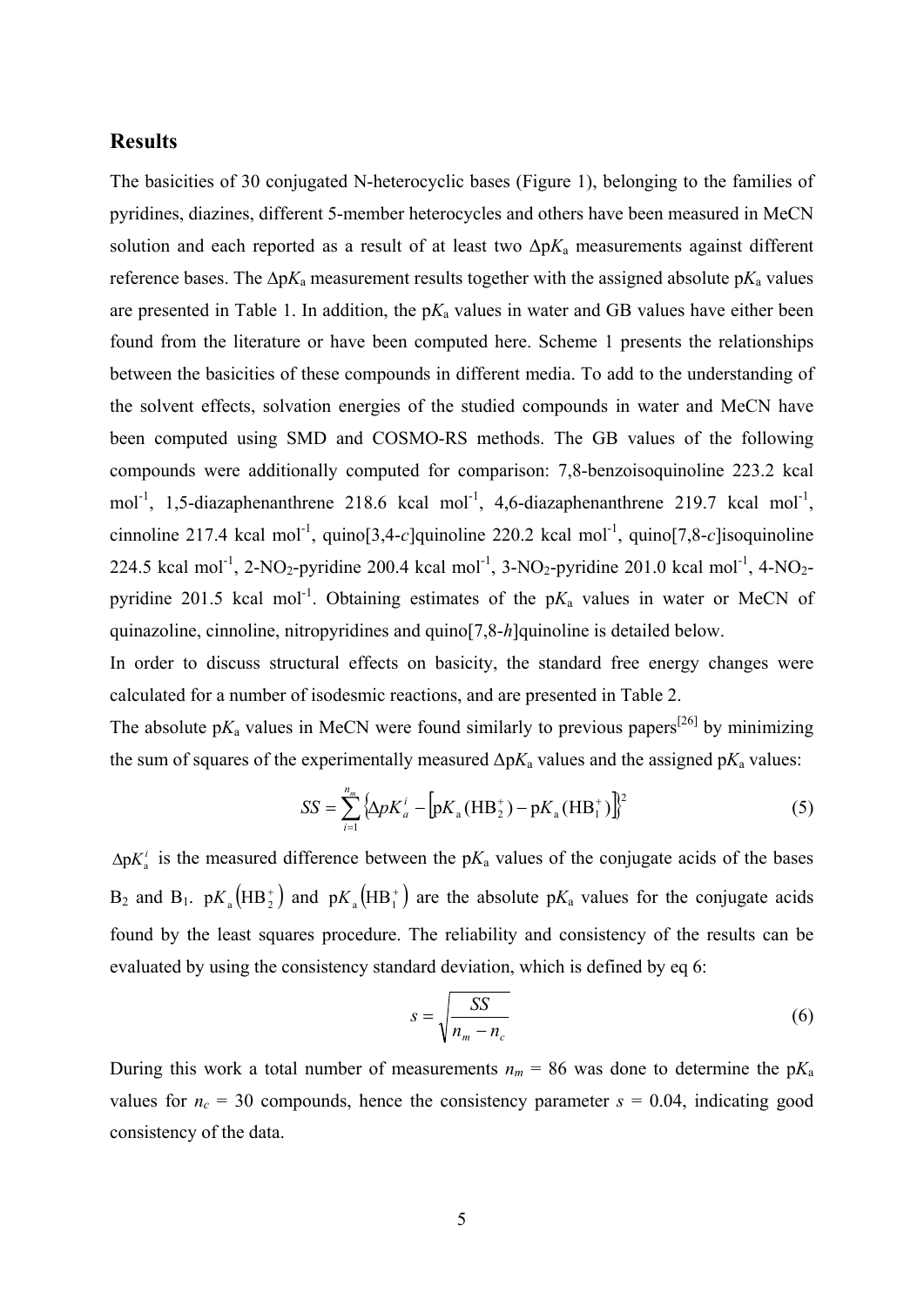## Results

The basicities of 30 conjugated N-heterocyclic bases (Figure 1), belonging to the families of pyridines, diazines, different 5-member heterocycles and others have been measured in MeCN solution and each reported as a result of at least two Δp*K*a measurements against different reference bases. The Δp*K*a measurement results together with the assigned absolute p*K*a values are presented in Table 1. In addition, the p*K*a values in water and GB values have either been found from the literature or have been computed here. Scheme 1 presents the relationships between the basicities of these compounds in different media. To add to the understanding of the solvent effects, solvation energies of the studied compounds in water and MeCN have been computed using SMD and COSMO-RS methods. The GB values of the following compounds were additionally computed for comparison: 7,8-benzoisoquinoline 223.2 kcal mol$^{-1}$, 1,5-diazaphenanthrene 218.6 kcal mol$^{-1}$, 4,6-diazaphenanthrene 219.7 kcal mol$^{-1}$, cinnoline 217.4 kcal mol$^{-1}$, quino[3,4-*c*]quinoline 220.2 kcal mol$^{-1}$, quino[7,8-*c*]isoquinoline 224.5 kcal mol$^{-1}$, 2-$NO_2$-pyridine 200.4 kcal mol$^{-1}$, 3-$NO_2$-pyridine 201.0 kcal mol$^{-1}$, 4-$NO_2$-pyridine 201.5 kcal mol$^{-1}$. Obtaining estimates of the p*K*a values in water or MeCN of quinazoline, cinnoline, nitropyridines and quino[7,8-*h*]quinoline is detailed below.

In order to discuss structural effects on basicity, the standard free energy changes were calculated for a number of isodesmic reactions, and are presented in Table 2.

The absolute p*K*a values in MeCN were found similarly to previous papers[26] by minimizing the sum of squares of the experimentally measured Δp*K*a values and the assigned p*K*a values:

$$SS = \sum_{i=1}^{n_m} \left\{ \Delta pK_a^i - \left[ \mathrm{p}K_\mathrm{a}(\mathrm{HB}_2^+) - \mathrm{p}K_\mathrm{a}(\mathrm{HB}_1^+) \right] \right\}^2 \tag{5}$$

$\Delta \mathrm{p}K_\mathrm{a}^i$ is the measured difference between the p*K*a values of the conjugate acids of the bases $B_2$ and $B_1$. $\mathrm{p}K_\mathrm{a}\left(\mathrm{HB}_2^+\right)$ and $\mathrm{p}K_\mathrm{a}\left(\mathrm{HB}_1^+\right)$ are the absolute p*K*a values for the conjugate acids found by the least squares procedure. The reliability and consistency of the results can be evaluated by using the consistency standard deviation, which is defined by eq 6:

$$s = \sqrt{\frac{SS}{n_m - n_c}} \tag{6}$$

During this work a total number of measurements $n_m$ = 86 was done to determine the p*K*a values for $n_c$ = 30 compounds, hence the consistency parameter $s$ = 0.04, indicating good consistency of the data.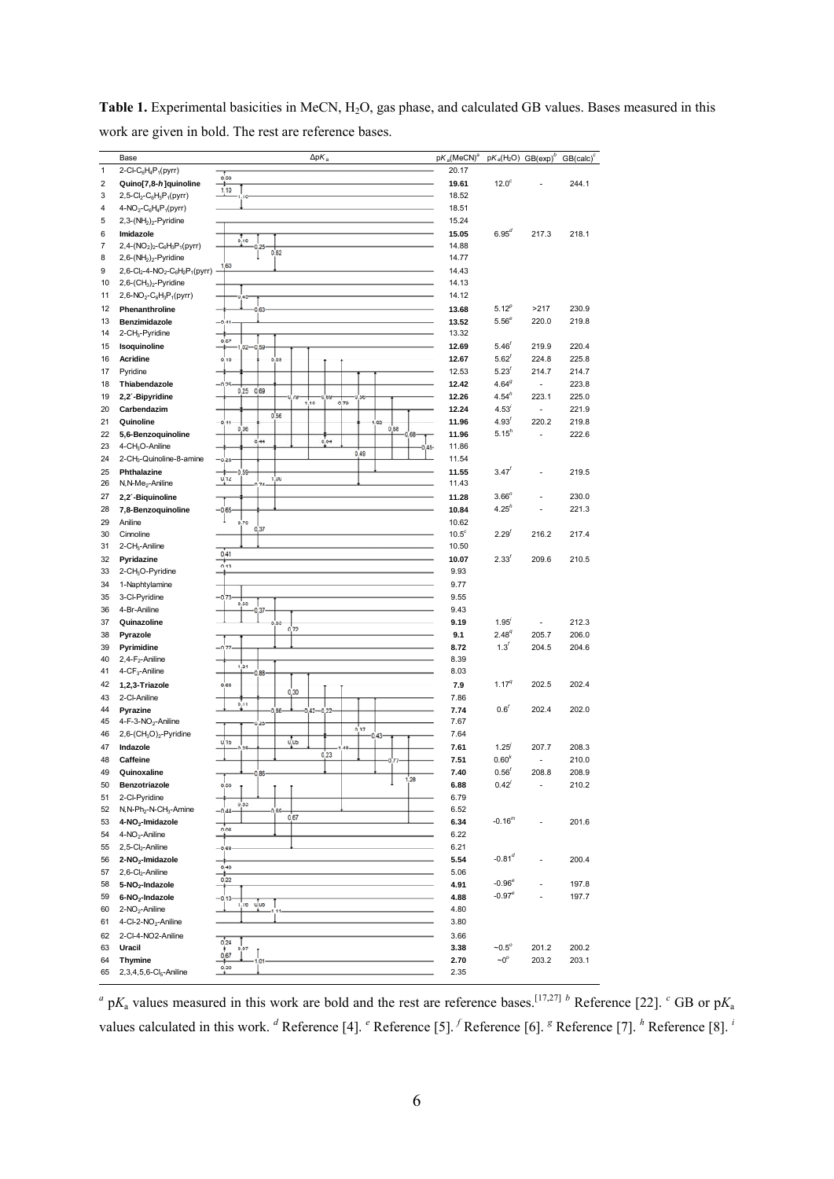**Table 1.** Experimental basicities in MeCN, $H_2O$, gas phase, and calculated GB values. Bases measured in this work are given in bold. The rest are reference bases.

| | Base | $\Delta pK_a$ | $pK_a$(MeCN)[a] | $pK_a$($H_2O$) | GB(exp)[b] | GB(calc)[c] |
|---|---|---|---|---|---|---|
| 1 | 2-Cl-$C_6H_4P_1$(pyrr) | | 20.17 | | | |
| 2 | **Quino[7,8-*h*]quinoline** | | **19.61** | 12.0[c] | - | 244.1 |
| 3 | 2,5-$Cl_2$-$C_6H_3P_1$(pyrr) | | 18.52 | | | |
| 4 | 4-$NO_2$-$C_6H_4P_1$(pyrr) | | 18.51 | | | |
| 5 | 2,3-$(NH_2)_2$-Pyridine | | 15.24 | | | |
| 6 | **Imidazole** | | **15.05** | 6.95[d] | 217.3 | 218.1 |
| 7 | 2,4-$(NO_2)_2$-$C_6H_3P_1$(pyrr) | | 14.88 | | | |
| 8 | 2,6-$(NH_2)_2$-Pyridine | | 14.77 | | | |
| 9 | 2,6-$Cl_2$-4-$NO_2$-$C_6H_2P_1$(pyrr) | | 14.43 | | | |
| 10 | 2,6-$(CH_3)_2$-Pyridine | | 14.13 | | | |
| 11 | 2,6-$NO_2$-$C_6H_3P_1$(pyrr) | | 14.12 | | | |
| 12 | **Phenanthroline** | | **13.68** | 5.12[e] | >217 | 230.9 |
| 13 | **Benzimidazole** | | **13.52** | 5.56[e] | 220.0 | 219.8 |
| 14 | 2-$CH_3$-Pyridine | | 13.32 | | | |
| 15 | **Isoquinoline** | | **12.69** | 5.46[f] | 219.9 | 220.4 |
| 16 | **Acridine** | | **12.67** | 5.62[f] | 224.8 | 225.8 |
| 17 | Pyridine | | 12.53 | 5.23[f] | 214.7 | 214.7 |
| 18 | **Thiabendazole** | | **12.42** | 4.64[g] | - | 223.8 |
| 19 | **2,2´-Bipyridine** | | **12.26** | 4.54[h] | 223.1 | 225.0 |
| 20 | **Carbendazim** | | **12.24** | 4.53[i] | - | 221.9 |
| 21 | **Quinoline** | | **11.96** | 4.93[f] | 220.2 | 219.8 |
| 22 | **5,6-Benzoquinoline** | | **11.96** | 5.15[h] | - | 222.6 |
| 23 | 4-$CH_3O$-Aniline | | 11.86 | | | |
| 24 | 2-$CH_3$-Quinoline-8-amine | | 11.54 | | | |
| 25 | **Phthalazine** | | **11.55** | 3.47[f] | - | 219.5 |
| 26 | N,N-$Me_2$-Aniline | | 11.43 | | | |
| 27 | **2,2´-Biquinoline** | | **11.28** | 3.66[e] | - | 230.0 |
| 28 | **7,8-Benzoquinoline** | | **10.84** | 4.25[h] | - | 221.3 |
| 29 | Aniline | | 10.62 | | | |
| 30 | Cinnoline | | 10.5[c] | 2.29[f] | 216.2 | 217.4 |
| 31 | 2-$CH_3$-Aniline | | 10.50 | | | |
| 32 | **Pyridazine** | | **10.07** | 2.33[f] | 209.6 | 210.5 |
| 33 | 2-$CH_3O$-Pyridine | | 9.93 | | | |
| 34 | 1-Naphtylamine | | 9.77 | | | |
| 35 | 3-Cl-Pyridine | | 9.55 | | | |
| 36 | 4-Br-Aniline | | 9.43 | | | |
| 37 | **Quinazoline** | | **9.19** | 1.95[i] | - | 212.3 |
| 38 | **Pyrazole** | | **9.1** | 2.48[q] | 205.7 | 206.0 |
| 39 | **Pyrimidine** | | **8.72** | 1.3[f] | 204.5 | 204.6 |
| 40 | 2,4-$F_2$-Aniline | | 8.39 | | | |
| 41 | 4-$CF_3$-Aniline | | 8.03 | | | |
| 42 | **1,2,3-Triazole** | | **7.9** | 1.17[q] | 202.5 | 202.4 |
| 43 | 2-Cl-Aniline | | 7.86 | | | |
| 44 | **Pyrazine** | | **7.74** | 0.6[f] | 202.4 | 202.0 |
| 45 | 4-F-3-$NO_2$-Aniline | | 7.67 | | | |
| 46 | 2,6-$(CH_3O)_2$-Pyridine | | 7.64 | | | |
| 47 | **Indazole** | | **7.61** | 1.25[j] | 207.7 | 208.3 |
| 48 | **Caffeine** | | **7.51** | 0.60[k] | - | 210.0 |
| 49 | **Quinoxaline** | | **7.40** | 0.56[f] | 208.8 | 208.9 |
| 50 | **Benzotriazole** | | **6.88** | 0.42[l] | - | 210.2 |
| 51 | 2-Cl-Pyridine | | 6.79 | | | |
| 52 | N,N-$Ph_2$-N-$CH_3$-Amine | | 6.52 | | | |
| 53 | **4-$NO_2$-Imidazole** | | **6.34** | -0.16[m] | - | 201.6 |
| 54 | 4-$NO_2$-Aniline | | 6.22 | | | |
| 55 | 2,5-$Cl_2$-Aniline | | 6.21 | | | |
| 56 | **2-$NO_2$-Imidazole** | | **5.54** | -0.81[d] | - | 200.4 |
| 57 | 2,6-$Cl_2$-Aniline | | 5.06 | | | |
| 58 | **5-$NO_2$-Indazole** | | **4.91** | -0.96[e] | - | 197.8 |
| 59 | **6-$NO_2$-Indazole** | | **4.88** | -0.97[e] | - | 197.7 |
| 60 | 2-$NO_2$-Aniline | | 4.80 | | | |
| 61 | 4-Cl-2-$NO_2$-Aniline | | 3.80 | | | |
| 62 | 2-Cl-4-NO2-Aniline | | 3.66 | | | |
| 63 | **Uracil** | | **3.38** | ~0.5[o] | 201.2 | 200.2 |
| 64 | **Thymine** | | **2.70** | ~0[o] | 203.2 | 203.1 |
| 65 | 2,3,4,5,6-$Cl_5$-Aniline | | 2.35 | | | |

[a] $pK_a$ values measured in this work are bold and the rest are reference bases.[17,27] [b] Reference [22]. [c] GB or $pK_a$ values calculated in this work. [d] Reference [4]. [e] Reference [5]. [f] Reference [6]. [g] Reference [7]. [h] Reference [8]. [i]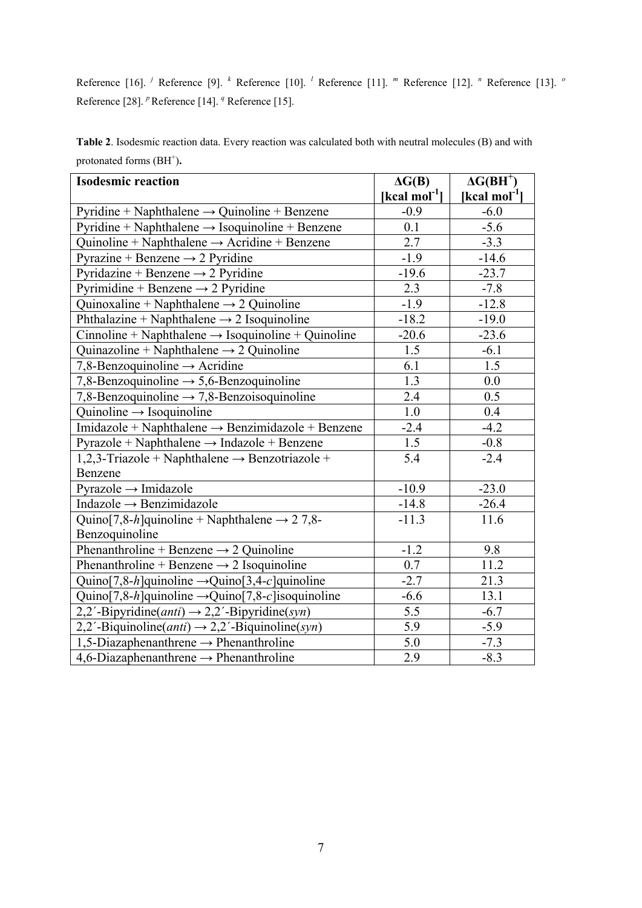Reference [16]. [j] Reference [9]. [k] Reference [10]. [l] Reference [11]. [m] Reference [12]. [n] Reference [13]. [o] Reference [28]. [p] Reference [14]. [q] Reference [15].

**Table 2**. Isodesmic reaction data. Every reaction was calculated both with neutral molecules (B) and with protonated forms ($BH^+$)**.**

| Isodesmic reaction | ΔG(B) [kcal $mol^{-1}$] | ΔG($BH^+$) [kcal $mol^{-1}$] |
|---|---|---|
| Pyridine + Naphthalene → Quinoline + Benzene | -0.9 | -6.0 |
| Pyridine + Naphthalene → Isoquinoline + Benzene | 0.1 | -5.6 |
| Quinoline + Naphthalene → Acridine + Benzene | 2.7 | -3.3 |
| Pyrazine + Benzene → 2 Pyridine | -1.9 | -14.6 |
| Pyridazine + Benzene → 2 Pyridine | -19.6 | -23.7 |
| Pyrimidine + Benzene → 2 Pyridine | 2.3 | -7.8 |
| Quinoxaline + Naphthalene → 2 Quinoline | -1.9 | -12.8 |
| Phthalazine + Naphthalene → 2 Isoquinoline | -18.2 | -19.0 |
| Cinnoline + Naphthalene → Isoquinoline + Quinoline | -20.6 | -23.6 |
| Quinazoline + Naphthalene → 2 Quinoline | 1.5 | -6.1 |
| 7,8-Benzoquinoline → Acridine | 6.1 | 1.5 |
| 7,8-Benzoquinoline → 5,6-Benzoquinoline | 1.3 | 0.0 |
| 7,8-Benzoquinoline → 7,8-Benzoisoquinoline | 2.4 | 0.5 |
| Quinoline → Isoquinoline | 1.0 | 0.4 |
| Imidazole + Naphthalene → Benzimidazole + Benzene | -2.4 | -4.2 |
| Pyrazole + Naphthalene → Indazole + Benzene | 1.5 | -0.8 |
| 1,2,3-Triazole + Naphthalene → Benzotriazole + Benzene | 5.4 | -2.4 |
| Pyrazole → Imidazole | -10.9 | -23.0 |
| Indazole → Benzimidazole | -14.8 | -26.4 |
| Quino[7,8-*h*]quinoline + Naphthalene → 2 7,8-Benzoquinoline | -11.3 | 11.6 |
| Phenanthroline + Benzene → 2 Quinoline | -1.2 | 9.8 |
| Phenanthroline + Benzene → 2 Isoquinoline | 0.7 | 11.2 |
| Quino[7,8-*h*]quinoline →Quino[3,4-*c*]quinoline | -2.7 | 21.3 |
| Quino[7,8-*h*]quinoline →Quino[7,8-*c*]isoquinoline | -6.6 | 13.1 |
| 2,2´-Bipyridine(*anti*) → 2,2´-Bipyridine(*syn*) | 5.5 | -6.7 |
| 2,2´-Biquinoline(*anti*) → 2,2´-Biquinoline(*syn*) | 5.9 | -5.9 |
| 1,5-Diazaphenanthrene → Phenanthroline | 5.0 | -7.3 |
| 4,6-Diazaphenanthrene → Phenanthroline | 2.9 | -8.3 |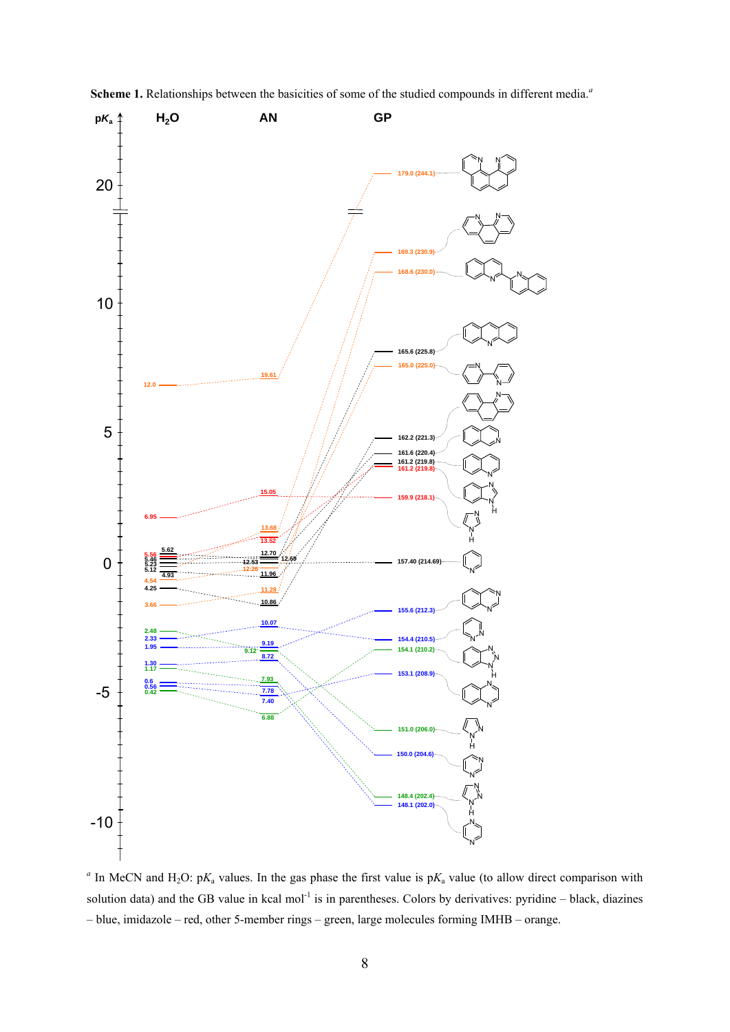**Scheme 1.** Relationships between the basicities of some of the studied compounds in different media.[a]

[a] In MeCN and $H_2O$: p$K_a$ values. In the gas phase the first value is p$K_a$ value (to allow direct comparison with solution data) and the GB value in kcal mol$^{-1}$ is in parentheses. Colors by derivatives: pyridine – black, diazines – blue, imidazole – red, other 5-member rings – green, large molecules forming IMHB – orange.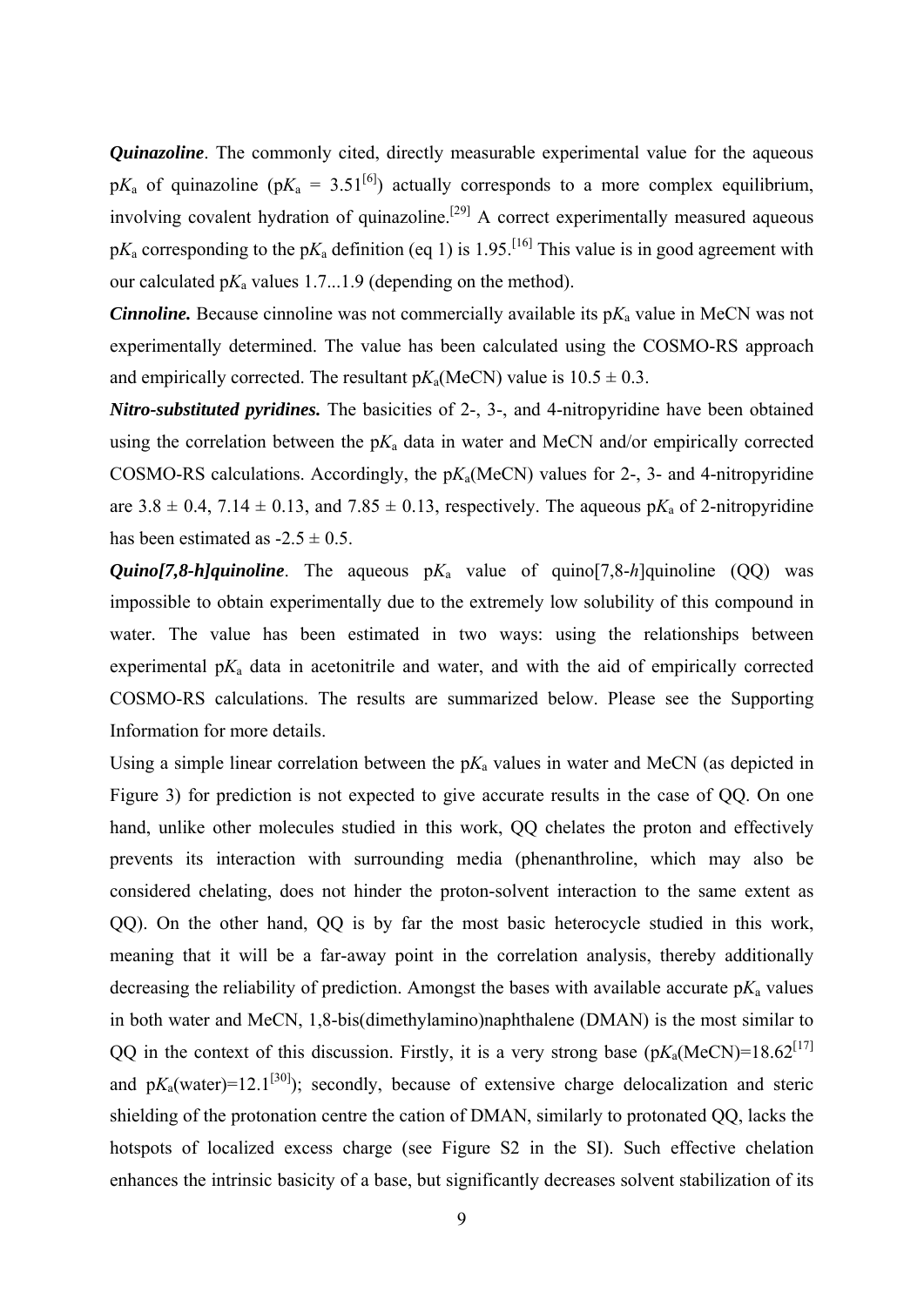***Quinazoline***. The commonly cited, directly measurable experimental value for the aqueous p$K_a$ of quinazoline (p$K_a$ = 3.51[6]) actually corresponds to a more complex equilibrium, involving covalent hydration of quinazoline.[29] A correct experimentally measured aqueous p$K_a$ corresponding to the p$K_a$ definition (eq 1) is 1.95.[16] This value is in good agreement with our calculated p$K_a$ values 1.7...1.9 (depending on the method).

***Cinnoline.*** Because cinnoline was not commercially available its p$K_a$ value in MeCN was not experimentally determined. The value has been calculated using the COSMO-RS approach and empirically corrected. The resultant p$K_a$(MeCN) value is 10.5 ± 0.3.

***Nitro-substituted pyridines.*** The basicities of 2-, 3-, and 4-nitropyridine have been obtained using the correlation between the p$K_a$ data in water and MeCN and/or empirically corrected COSMO-RS calculations. Accordingly, the p$K_a$(MeCN) values for 2-, 3- and 4-nitropyridine are 3.8 ± 0.4, 7.14 ± 0.13, and 7.85 ± 0.13, respectively. The aqueous p$K_a$ of 2-nitropyridine has been estimated as -2.5 ± 0.5.

***Quino[7,8-h]quinoline***. The aqueous p$K_a$ value of quino[7,8-*h*]quinoline (QQ) was impossible to obtain experimentally due to the extremely low solubility of this compound in water. The value has been estimated in two ways: using the relationships between experimental p$K_a$ data in acetonitrile and water, and with the aid of empirically corrected COSMO-RS calculations. The results are summarized below. Please see the Supporting Information for more details.

Using a simple linear correlation between the p$K_a$ values in water and MeCN (as depicted in Figure 3) for prediction is not expected to give accurate results in the case of QQ. On one hand, unlike other molecules studied in this work, QQ chelates the proton and effectively prevents its interaction with surrounding media (phenanthroline, which may also be considered chelating, does not hinder the proton-solvent interaction to the same extent as QQ). On the other hand, QQ is by far the most basic heterocycle studied in this work, meaning that it will be a far-away point in the correlation analysis, thereby additionally decreasing the reliability of prediction. Amongst the bases with available accurate p$K_a$ values in both water and MeCN, 1,8-bis(dimethylamino)naphthalene (DMAN) is the most similar to QQ in the context of this discussion. Firstly, it is a very strong base (p$K_a$(MeCN)=18.62[17] and p$K_a$(water)=12.1[30]); secondly, because of extensive charge delocalization and steric shielding of the protonation centre the cation of DMAN, similarly to protonated QQ, lacks the hotspots of localized excess charge (see Figure S2 in the SI). Such effective chelation enhances the intrinsic basicity of a base, but significantly decreases solvent stabilization of its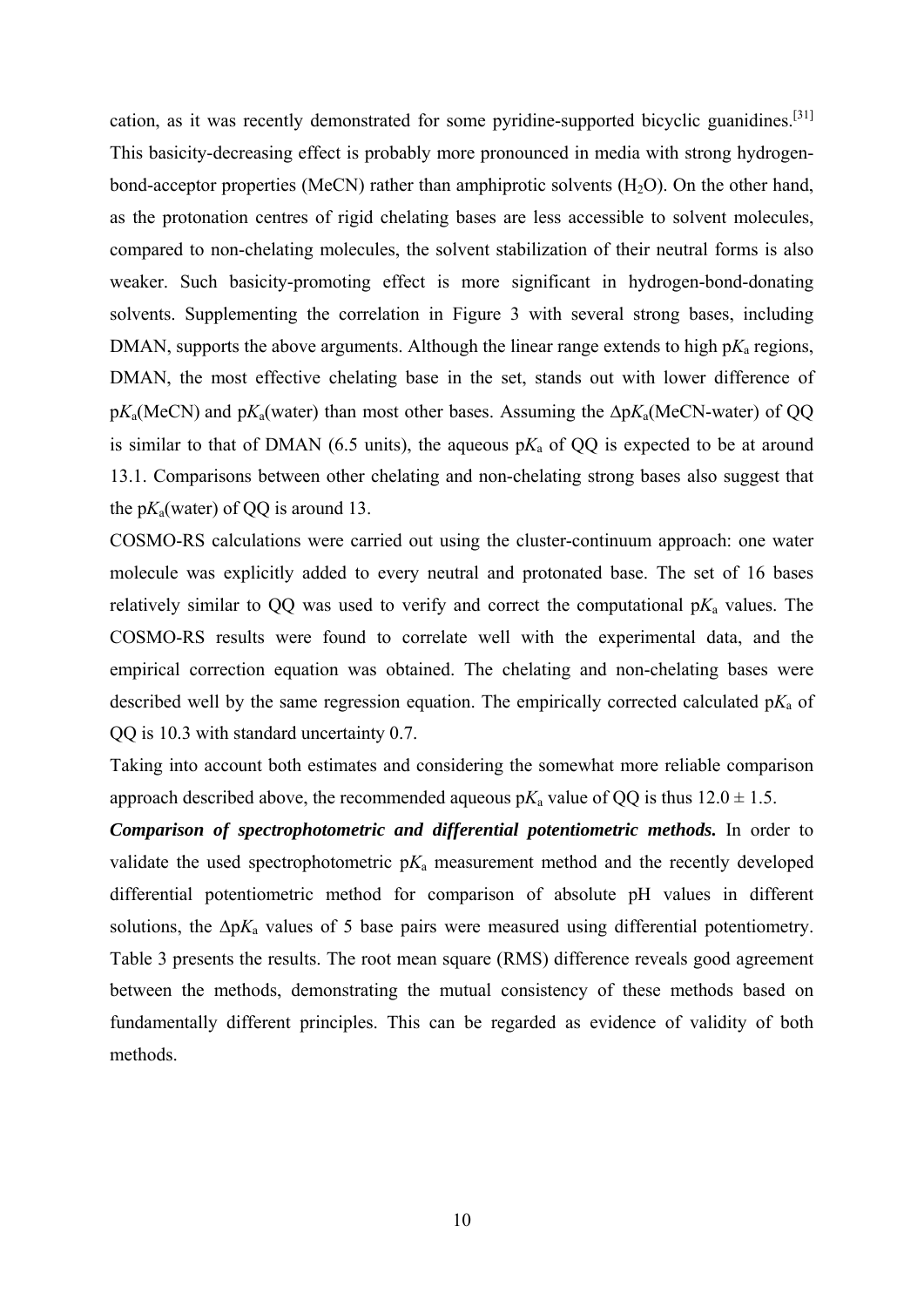cation, as it was recently demonstrated for some pyridine-supported bicyclic guanidines.[31] This basicity-decreasing effect is probably more pronounced in media with strong hydrogen-bond-acceptor properties (MeCN) rather than amphiprotic solvents ($H_2O$). On the other hand, as the protonation centres of rigid chelating bases are less accessible to solvent molecules, compared to non-chelating molecules, the solvent stabilization of their neutral forms is also weaker. Such basicity-promoting effect is more significant in hydrogen-bond-donating solvents. Supplementing the correlation in Figure 3 with several strong bases, including DMAN, supports the above arguments. Although the linear range extends to high p$K_a$ regions, DMAN, the most effective chelating base in the set, stands out with lower difference of p$K_a$(MeCN) and p$K_a$(water) than most other bases. Assuming the Δp$K_a$(MeCN-water) of QQ is similar to that of DMAN (6.5 units), the aqueous p$K_a$ of QQ is expected to be at around 13.1. Comparisons between other chelating and non-chelating strong bases also suggest that the p$K_a$(water) of QQ is around 13.

COSMO-RS calculations were carried out using the cluster-continuum approach: one water molecule was explicitly added to every neutral and protonated base. The set of 16 bases relatively similar to QQ was used to verify and correct the computational p$K_a$ values. The COSMO-RS results were found to correlate well with the experimental data, and the empirical correction equation was obtained. The chelating and non-chelating bases were described well by the same regression equation. The empirically corrected calculated p$K_a$ of QQ is 10.3 with standard uncertainty 0.7.

Taking into account both estimates and considering the somewhat more reliable comparison approach described above, the recommended aqueous p$K_a$ value of QQ is thus 12.0 ± 1.5.

***Comparison of spectrophotometric and differential potentiometric methods.*** In order to validate the used spectrophotometric p$K_a$ measurement method and the recently developed differential potentiometric method for comparison of absolute pH values in different solutions, the Δp$K_a$ values of 5 base pairs were measured using differential potentiometry. Table 3 presents the results. The root mean square (RMS) difference reveals good agreement between the methods, demonstrating the mutual consistency of these methods based on fundamentally different principles. This can be regarded as evidence of validity of both methods.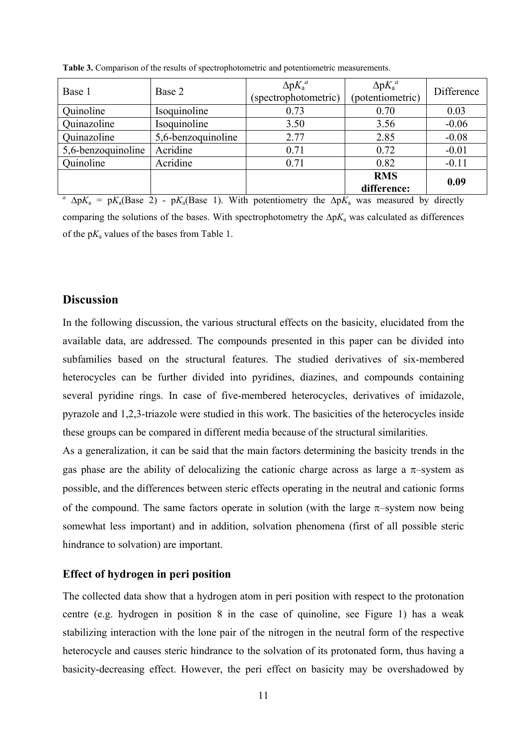**Table 3.** Comparison of the results of spectrophotometric and potentiometric measurements.

| Base 1 | Base 2 | $\Delta pK_a$ [a] (spectrophotometric) | $\Delta pK_a$ [a] (potentiometric) | Difference |
|---|---|---|---|---|
| Quinoline | Isoquinoline | 0.73 | 0.70 | 0.03 |
| Quinazoline | Isoquinoline | 3.50 | 3.56 | -0.06 |
| Quinazoline | 5,6-benzoquinoline | 2.77 | 2.85 | -0.08 |
| 5,6-benzoquinoline | Acridine | 0.71 | 0.72 | -0.01 |
| Quinoline | Acridine | 0.71 | 0.82 | -0.11 |
| | | | **RMS difference:** | **0.09** |

[a] $\Delta pK_a = pK_a(\text{Base 2}) - pK_a(\text{Base 1})$. With potentiometry the $\Delta pK_a$ was measured by directly comparing the solutions of the bases. With spectrophotometry the $\Delta pK_a$ was calculated as differences of the $pK_a$ values of the bases from Table 1.

## Discussion

In the following discussion, the various structural effects on the basicity, elucidated from the available data, are addressed. The compounds presented in this paper can be divided into subfamilies based on the structural features. The studied derivatives of six-membered heterocycles can be further divided into pyridines, diazines, and compounds containing several pyridine rings. In case of five-membered heterocycles, derivatives of imidazole, pyrazole and 1,2,3-triazole were studied in this work. The basicities of the heterocycles inside these groups can be compared in different media because of the structural similarities.

As a generalization, it can be said that the main factors determining the basicity trends in the gas phase are the ability of delocalizing the cationic charge across as large a π–system as possible, and the differences between steric effects operating in the neutral and cationic forms of the compound. The same factors operate in solution (with the large π–system now being somewhat less important) and in addition, solvation phenomena (first of all possible steric hindrance to solvation) are important.

### Effect of hydrogen in peri position

The collected data show that a hydrogen atom in peri position with respect to the protonation centre (e.g. hydrogen in position 8 in the case of quinoline, see Figure 1) has a weak stabilizing interaction with the lone pair of the nitrogen in the neutral form of the respective heterocycle and causes steric hindrance to the solvation of its protonated form, thus having a basicity-decreasing effect. However, the peri effect on basicity may be overshadowed by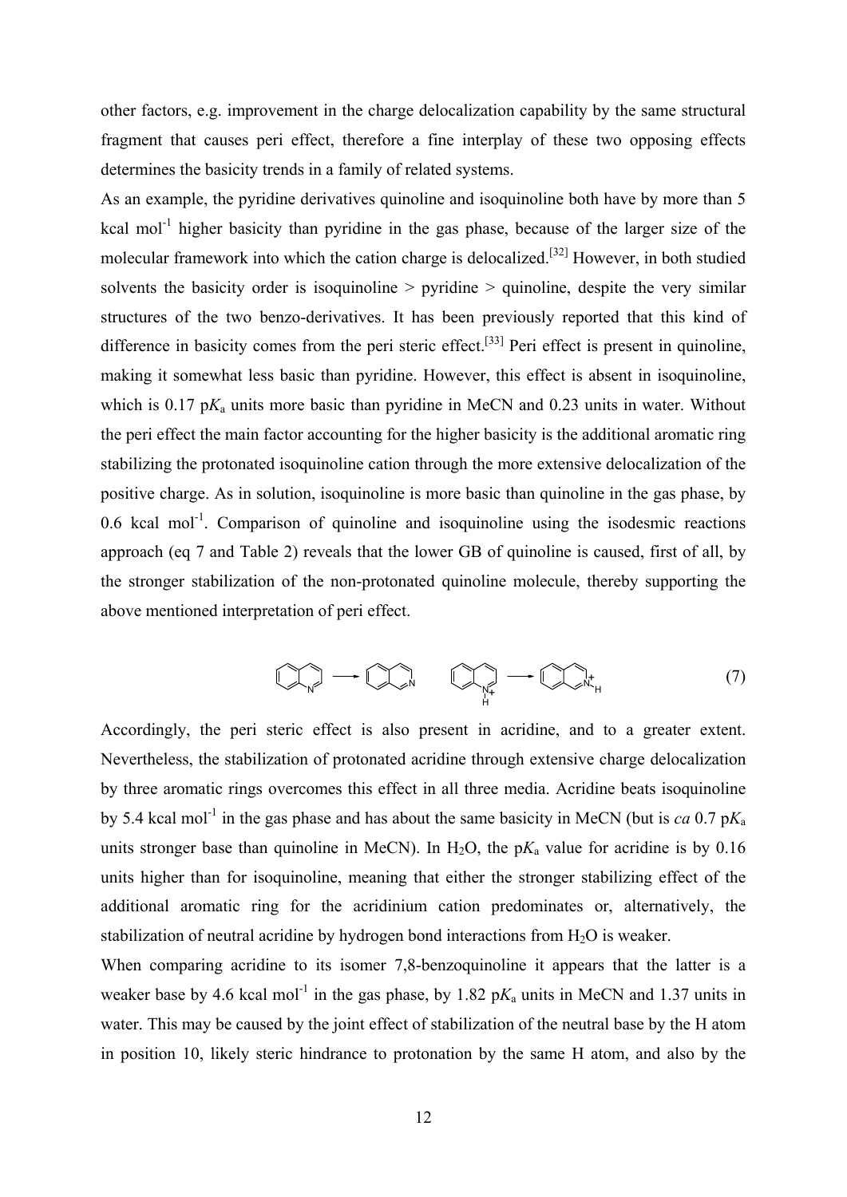other factors, e.g. improvement in the charge delocalization capability by the same structural fragment that causes peri effect, therefore a fine interplay of these two opposing effects determines the basicity trends in a family of related systems.

As an example, the pyridine derivatives quinoline and isoquinoline both have by more than 5 kcal mol$^{-1}$ higher basicity than pyridine in the gas phase, because of the larger size of the molecular framework into which the cation charge is delocalized.[32] However, in both studied solvents the basicity order is isoquinoline > pyridine > quinoline, despite the very similar structures of the two benzo-derivatives. It has been previously reported that this kind of difference in basicity comes from the peri steric effect.[33] Peri effect is present in quinoline, making it somewhat less basic than pyridine. However, this effect is absent in isoquinoline, which is 0.17 p$K_a$ units more basic than pyridine in MeCN and 0.23 units in water. Without the peri effect the main factor accounting for the higher basicity is the additional aromatic ring stabilizing the protonated isoquinoline cation through the more extensive delocalization of the positive charge. As in solution, isoquinoline is more basic than quinoline in the gas phase, by 0.6 kcal mol$^{-1}$. Comparison of quinoline and isoquinoline using the isodesmic reactions approach (eq 7 and Table 2) reveals that the lower GB of quinoline is caused, first of all, by the stronger stabilization of the non-protonated quinoline molecule, thereby supporting the above mentioned interpretation of peri effect.

$$\text{quinoline} \longrightarrow \text{isoquinoline} \qquad \text{quinolinium-H}^+ \longrightarrow \text{isoquinolinium-H}^+ \tag{7}$$

Accordingly, the peri steric effect is also present in acridine, and to a greater extent. Nevertheless, the stabilization of protonated acridine through extensive charge delocalization by three aromatic rings overcomes this effect in all three media. Acridine beats isoquinoline by 5.4 kcal mol$^{-1}$ in the gas phase and has about the same basicity in MeCN (but is *ca* 0.7 p$K_a$ units stronger base than quinoline in MeCN). In $H_2O$, the p$K_a$ value for acridine is by 0.16 units higher than for isoquinoline, meaning that either the stronger stabilizing effect of the additional aromatic ring for the acridinium cation predominates or, alternatively, the stabilization of neutral acridine by hydrogen bond interactions from $H_2O$ is weaker.

When comparing acridine to its isomer 7,8-benzoquinoline it appears that the latter is a weaker base by 4.6 kcal mol$^{-1}$ in the gas phase, by 1.82 p$K_a$ units in MeCN and 1.37 units in water. This may be caused by the joint effect of stabilization of the neutral base by the H atom in position 10, likely steric hindrance to protonation by the same H atom, and also by the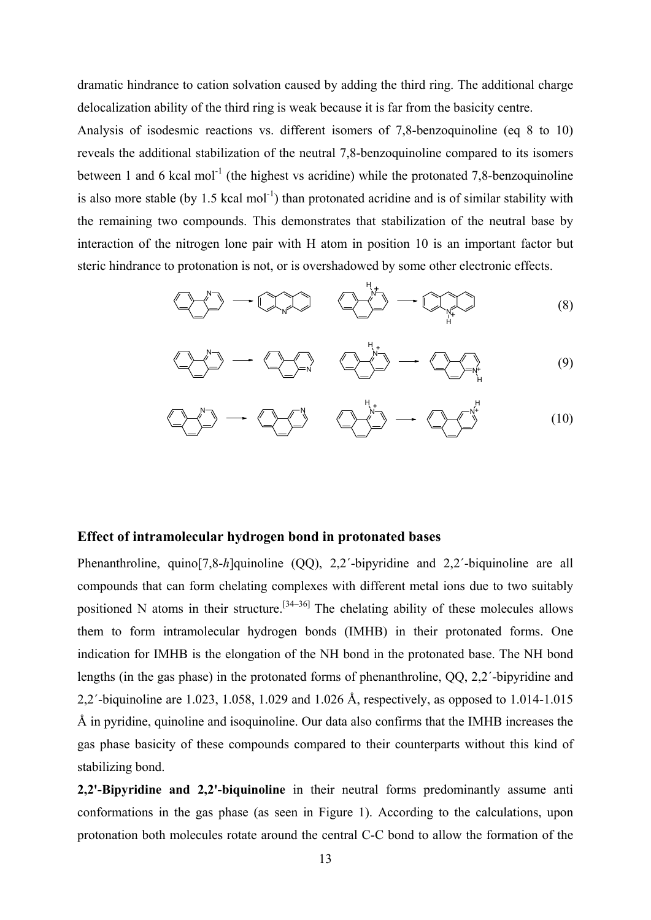dramatic hindrance to cation solvation caused by adding the third ring. The additional charge delocalization ability of the third ring is weak because it is far from the basicity centre.

Analysis of isodesmic reactions vs. different isomers of 7,8-benzoquinoline (eq 8 to 10) reveals the additional stabilization of the neutral 7,8-benzoquinoline compared to its isomers between 1 and 6 kcal mol$^{-1}$ (the highest vs acridine) while the protonated 7,8-benzoquinoline is also more stable (by 1.5 kcal mol$^{-1}$) than protonated acridine and is of similar stability with the remaining two compounds. This demonstrates that stabilization of the neutral base by interaction of the nitrogen lone pair with H atom in position 10 is an important factor but steric hindrance to protonation is not, or is overshadowed by some other electronic effects.

(8)

(9)

(10)

## Effect of intramolecular hydrogen bond in protonated bases

Phenanthroline, quino[7,8-*h*]quinoline (QQ), 2,2´-bipyridine and 2,2´-biquinoline are all compounds that can form chelating complexes with different metal ions due to two suitably positioned N atoms in their structure.[34–36] The chelating ability of these molecules allows them to form intramolecular hydrogen bonds (IMHB) in their protonated forms. One indication for IMHB is the elongation of the NH bond in the protonated base. The NH bond lengths (in the gas phase) in the protonated forms of phenanthroline, QQ, 2,2´-bipyridine and 2,2´-biquinoline are 1.023, 1.058, 1.029 and 1.026 Å, respectively, as opposed to 1.014-1.015 Å in pyridine, quinoline and isoquinoline. Our data also confirms that the IMHB increases the gas phase basicity of these compounds compared to their counterparts without this kind of stabilizing bond.

**2,2'-Bipyridine and 2,2'-biquinoline** in their neutral forms predominantly assume anti conformations in the gas phase (as seen in Figure 1). According to the calculations, upon protonation both molecules rotate around the central C-C bond to allow the formation of the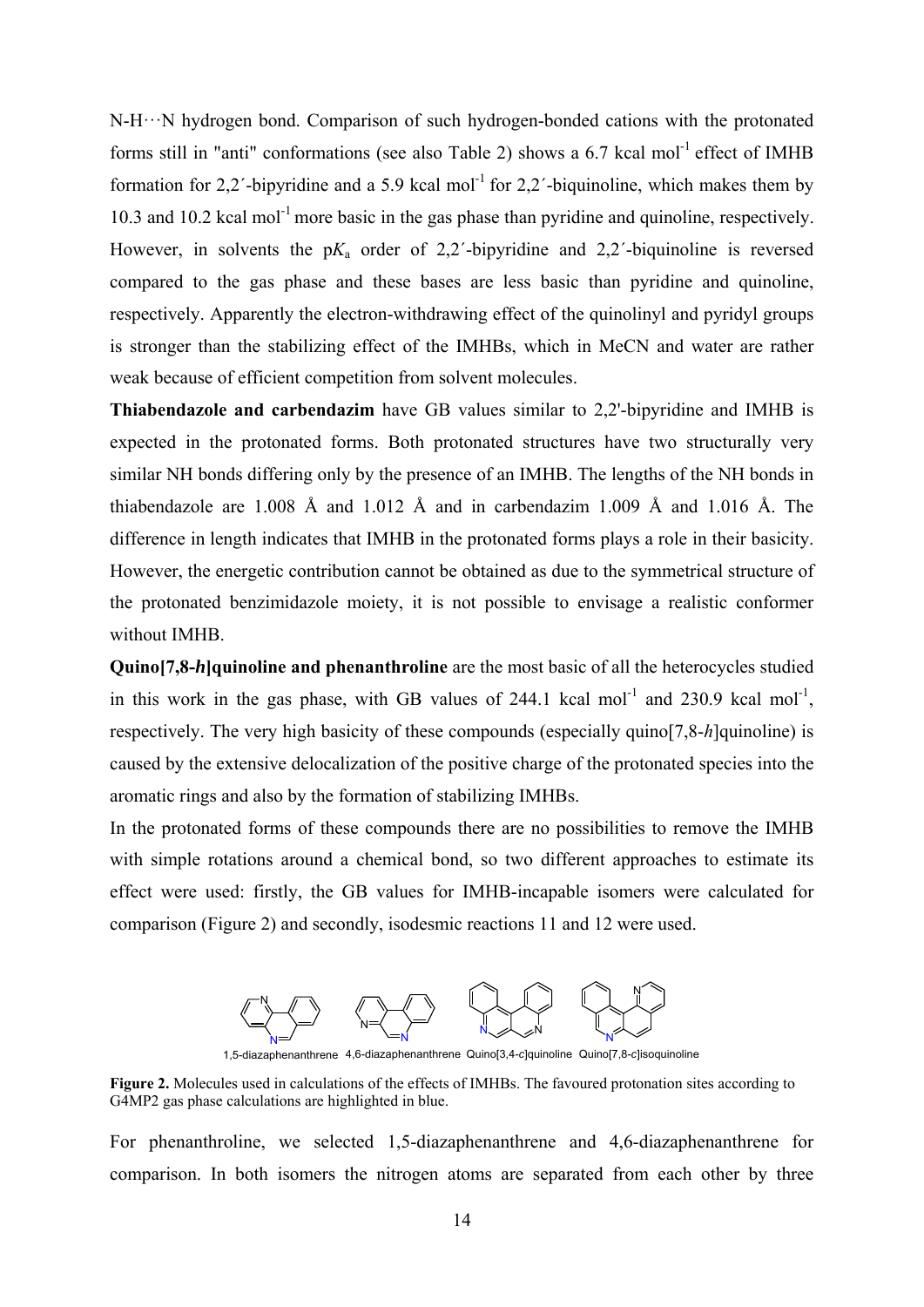N-H···N hydrogen bond. Comparison of such hydrogen-bonded cations with the protonated forms still in "anti" conformations (see also Table 2) shows a 6.7 kcal mol$^{-1}$ effect of IMHB formation for 2,2´-bipyridine and a 5.9 kcal mol$^{-1}$ for 2,2´-biquinoline, which makes them by 10.3 and 10.2 kcal mol$^{-1}$ more basic in the gas phase than pyridine and quinoline, respectively. However, in solvents the p$K_a$ order of 2,2´-bipyridine and 2,2´-biquinoline is reversed compared to the gas phase and these bases are less basic than pyridine and quinoline, respectively. Apparently the electron-withdrawing effect of the quinolinyl and pyridyl groups is stronger than the stabilizing effect of the IMHBs, which in MeCN and water are rather weak because of efficient competition from solvent molecules.

**Thiabendazole and carbendazim** have GB values similar to 2,2'-bipyridine and IMHB is expected in the protonated forms. Both protonated structures have two structurally very similar NH bonds differing only by the presence of an IMHB. The lengths of the NH bonds in thiabendazole are 1.008 Å and 1.012 Å and in carbendazim 1.009 Å and 1.016 Å. The difference in length indicates that IMHB in the protonated forms plays a role in their basicity. However, the energetic contribution cannot be obtained as due to the symmetrical structure of the protonated benzimidazole moiety, it is not possible to envisage a realistic conformer without IMHB.

**Quino[7,8-*h*]quinoline and phenanthroline** are the most basic of all the heterocycles studied in this work in the gas phase, with GB values of 244.1 kcal mol$^{-1}$ and 230.9 kcal mol$^{-1}$, respectively. The very high basicity of these compounds (especially quino[7,8-*h*]quinoline) is caused by the extensive delocalization of the positive charge of the protonated species into the aromatic rings and also by the formation of stabilizing IMHBs.

In the protonated forms of these compounds there are no possibilities to remove the IMHB with simple rotations around a chemical bond, so two different approaches to estimate its effect were used: firstly, the GB values for IMHB-incapable isomers were calculated for comparison (Figure 2) and secondly, isodesmic reactions 11 and 12 were used.

1,5-diazaphenanthrene 4,6-diazaphenanthrene Quino[3,4-*c*]quinoline Quino[7,8-*c*]isoquinoline

**Figure 2.** Molecules used in calculations of the effects of IMHBs. The favoured protonation sites according to G4MP2 gas phase calculations are highlighted in blue.

For phenanthroline, we selected 1,5-diazaphenanthrene and 4,6-diazaphenanthrene for comparison. In both isomers the nitrogen atoms are separated from each other by three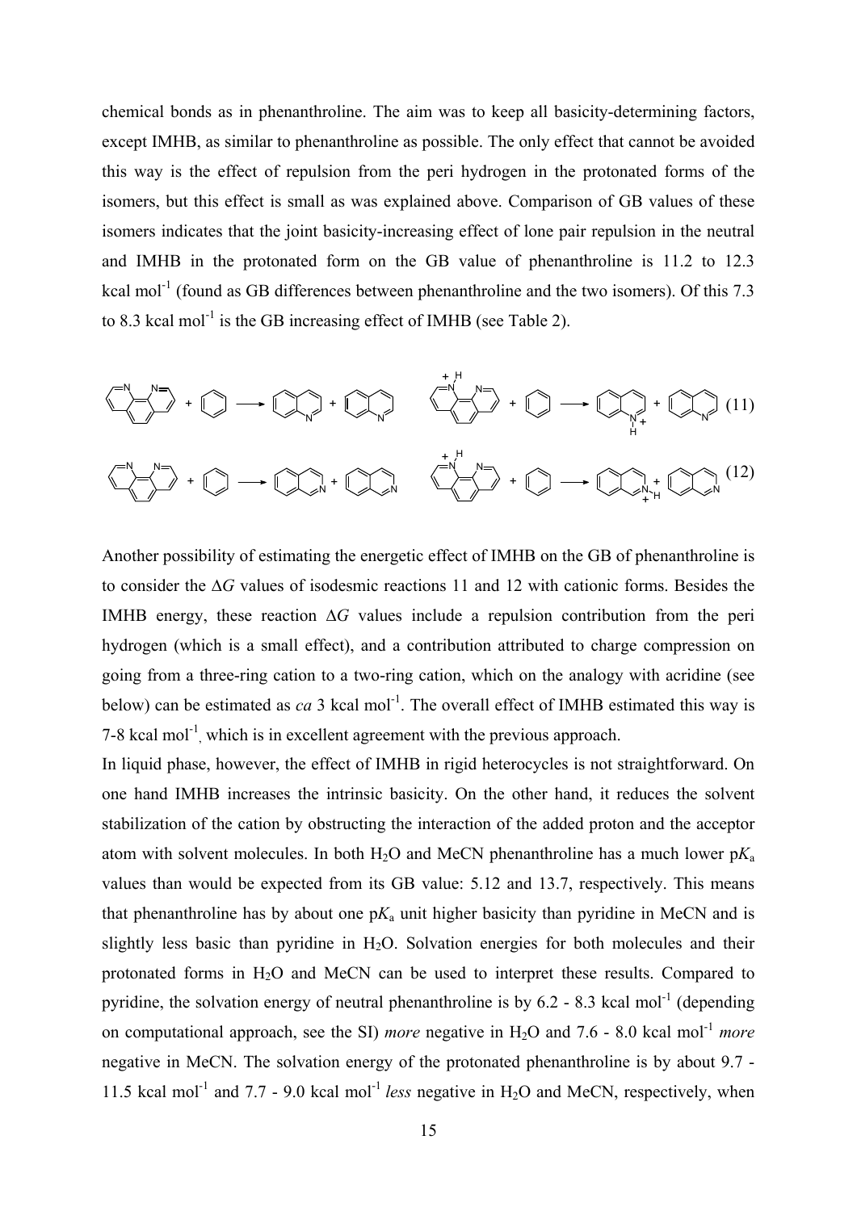chemical bonds as in phenanthroline. The aim was to keep all basicity-determining factors, except IMHB, as similar to phenanthroline as possible. The only effect that cannot be avoided this way is the effect of repulsion from the peri hydrogen in the protonated forms of the isomers, but this effect is small as was explained above. Comparison of GB values of these isomers indicates that the joint basicity-increasing effect of lone pair repulsion in the neutral and IMHB in the protonated form on the GB value of phenanthroline is 11.2 to 12.3 kcal mol$^{-1}$ (found as GB differences between phenanthroline and the two isomers). Of this 7.3 to 8.3 kcal mol$^{-1}$ is the GB increasing effect of IMHB (see Table 2).

(11)

(12)

Another possibility of estimating the energetic effect of IMHB on the GB of phenanthroline is to consider the $\Delta G$ values of isodesmic reactions 11 and 12 with cationic forms. Besides the IMHB energy, these reaction $\Delta G$ values include a repulsion contribution from the peri hydrogen (which is a small effect), and a contribution attributed to charge compression on going from a three-ring cation to a two-ring cation, which on the analogy with acridine (see below) can be estimated as *ca* 3 kcal mol$^{-1}$. The overall effect of IMHB estimated this way is 7-8 kcal mol$^{-1}$, which is in excellent agreement with the previous approach.

In liquid phase, however, the effect of IMHB in rigid heterocycles is not straightforward. On one hand IMHB increases the intrinsic basicity. On the other hand, it reduces the solvent stabilization of the cation by obstructing the interaction of the added proton and the acceptor atom with solvent molecules. In both $H_2O$ and MeCN phenanthroline has a much lower p$K_a$ values than would be expected from its GB value: 5.12 and 13.7, respectively. This means that phenanthroline has by about one p$K_a$ unit higher basicity than pyridine in MeCN and is slightly less basic than pyridine in $H_2O$. Solvation energies for both molecules and their protonated forms in $H_2O$ and MeCN can be used to interpret these results. Compared to pyridine, the solvation energy of neutral phenanthroline is by 6.2 - 8.3 kcal mol$^{-1}$ (depending on computational approach, see the SI) *more* negative in $H_2O$ and 7.6 - 8.0 kcal mol$^{-1}$ *more* negative in MeCN. The solvation energy of the protonated phenanthroline is by about 9.7 - 11.5 kcal mol$^{-1}$ and 7.7 - 9.0 kcal mol$^{-1}$ *less* negative in $H_2O$ and MeCN, respectively, when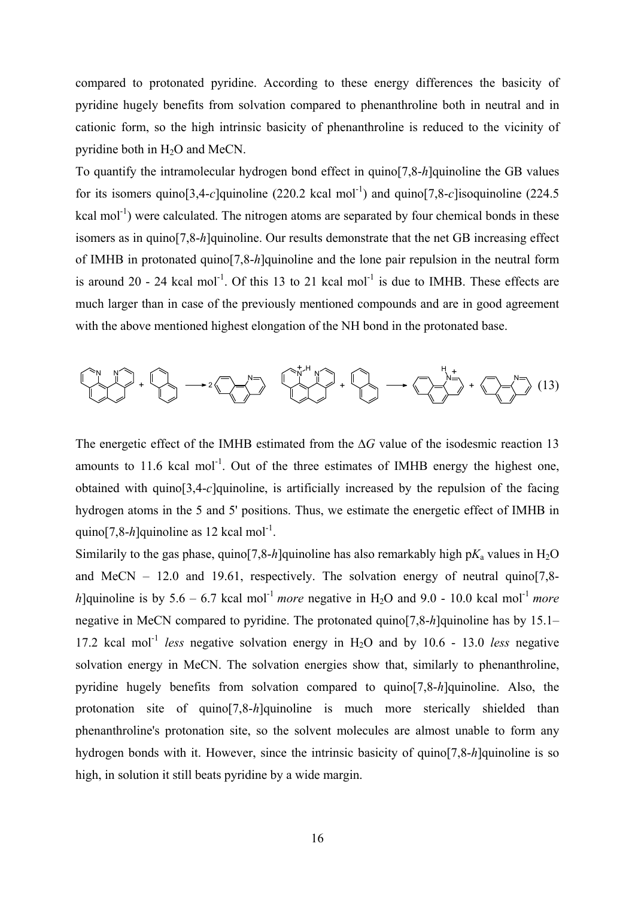compared to protonated pyridine. According to these energy differences the basicity of pyridine hugely benefits from solvation compared to phenanthroline both in neutral and in cationic form, so the high intrinsic basicity of phenanthroline is reduced to the vicinity of pyridine both in $H_2O$ and MeCN.

To quantify the intramolecular hydrogen bond effect in quino[7,8-*h*]quinoline the GB values for its isomers quino[3,4-*c*]quinoline (220.2 kcal $mol^{-1}$) and quino[7,8-*c*]isoquinoline (224.5 kcal $mol^{-1}$) were calculated. The nitrogen atoms are separated by four chemical bonds in these isomers as in quino[7,8-*h*]quinoline. Our results demonstrate that the net GB increasing effect of IMHB in protonated quino[7,8-*h*]quinoline and the lone pair repulsion in the neutral form is around 20 - 24 kcal $mol^{-1}$. Of this 13 to 21 kcal $mol^{-1}$ is due to IMHB. These effects are much larger than in case of the previously mentioned compounds and are in good agreement with the above mentioned highest elongation of the NH bond in the protonated base.

(13)

The energetic effect of the IMHB estimated from the $\Delta G$ value of the isodesmic reaction 13 amounts to 11.6 kcal $mol^{-1}$. Out of the three estimates of IMHB energy the highest one, obtained with quino[3,4-*c*]quinoline, is artificially increased by the repulsion of the facing hydrogen atoms in the 5 and 5' positions. Thus, we estimate the energetic effect of IMHB in quino[7,8-*h*]quinoline as 12 kcal $mol^{-1}$.

Similarily to the gas phase, quino[7,8-*h*]quinoline has also remarkably high $pK_a$ values in $H_2O$ and MeCN – 12.0 and 19.61, respectively. The solvation energy of neutral quino[7,8-*h*]quinoline is by 5.6 – 6.7 kcal $mol^{-1}$ *more* negative in $H_2O$ and 9.0 - 10.0 kcal $mol^{-1}$ *more* negative in MeCN compared to pyridine. The protonated quino[7,8-*h*]quinoline has by 15.1–17.2 kcal $mol^{-1}$ *less* negative solvation energy in $H_2O$ and by 10.6 - 13.0 *less* negative solvation energy in MeCN. The solvation energies show that, similarly to phenanthroline, pyridine hugely benefits from solvation compared to quino[7,8-*h*]quinoline. Also, the protonation site of quino[7,8-*h*]quinoline is much more sterically shielded than phenanthroline's protonation site, so the solvent molecules are almost unable to form any hydrogen bonds with it. However, since the intrinsic basicity of quino[7,8-*h*]quinoline is so high, in solution it still beats pyridine by a wide margin.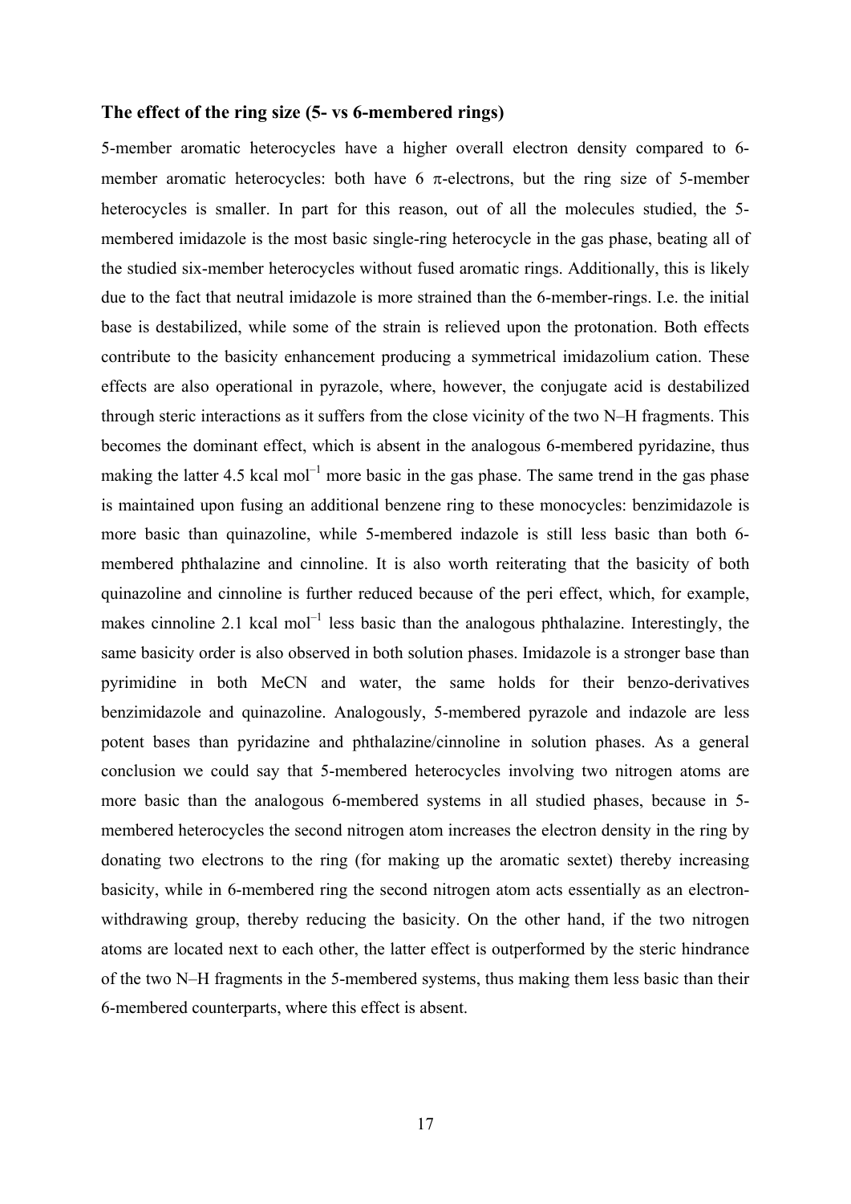### The effect of the ring size (5- vs 6-membered rings)

5-member aromatic heterocycles have a higher overall electron density compared to 6-member aromatic heterocycles: both have 6 π-electrons, but the ring size of 5-member heterocycles is smaller. In part for this reason, out of all the molecules studied, the 5-membered imidazole is the most basic single-ring heterocycle in the gas phase, beating all of the studied six-member heterocycles without fused aromatic rings. Additionally, this is likely due to the fact that neutral imidazole is more strained than the 6-member-rings. I.e. the initial base is destabilized, while some of the strain is relieved upon the protonation. Both effects contribute to the basicity enhancement producing a symmetrical imidazolium cation. These effects are also operational in pyrazole, where, however, the conjugate acid is destabilized through steric interactions as it suffers from the close vicinity of the two N–H fragments. This becomes the dominant effect, which is absent in the analogous 6-membered pyridazine, thus making the latter 4.5 kcal mol$^{-1}$ more basic in the gas phase. The same trend in the gas phase is maintained upon fusing an additional benzene ring to these monocycles: benzimidazole is more basic than quinazoline, while 5-membered indazole is still less basic than both 6-membered phthalazine and cinnoline. It is also worth reiterating that the basicity of both quinazoline and cinnoline is further reduced because of the peri effect, which, for example, makes cinnoline 2.1 kcal mol$^{-1}$ less basic than the analogous phthalazine. Interestingly, the same basicity order is also observed in both solution phases. Imidazole is a stronger base than pyrimidine in both MeCN and water, the same holds for their benzo-derivatives benzimidazole and quinazoline. Analogously, 5-membered pyrazole and indazole are less potent bases than pyridazine and phthalazine/cinnoline in solution phases. As a general conclusion we could say that 5-membered heterocycles involving two nitrogen atoms are more basic than the analogous 6-membered systems in all studied phases, because in 5-membered heterocycles the second nitrogen atom increases the electron density in the ring by donating two electrons to the ring (for making up the aromatic sextet) thereby increasing basicity, while in 6-membered ring the second nitrogen atom acts essentially as an electron-withdrawing group, thereby reducing the basicity. On the other hand, if the two nitrogen atoms are located next to each other, the latter effect is outperformed by the steric hindrance of the two N–H fragments in the 5-membered systems, thus making them less basic than their 6-membered counterparts, where this effect is absent.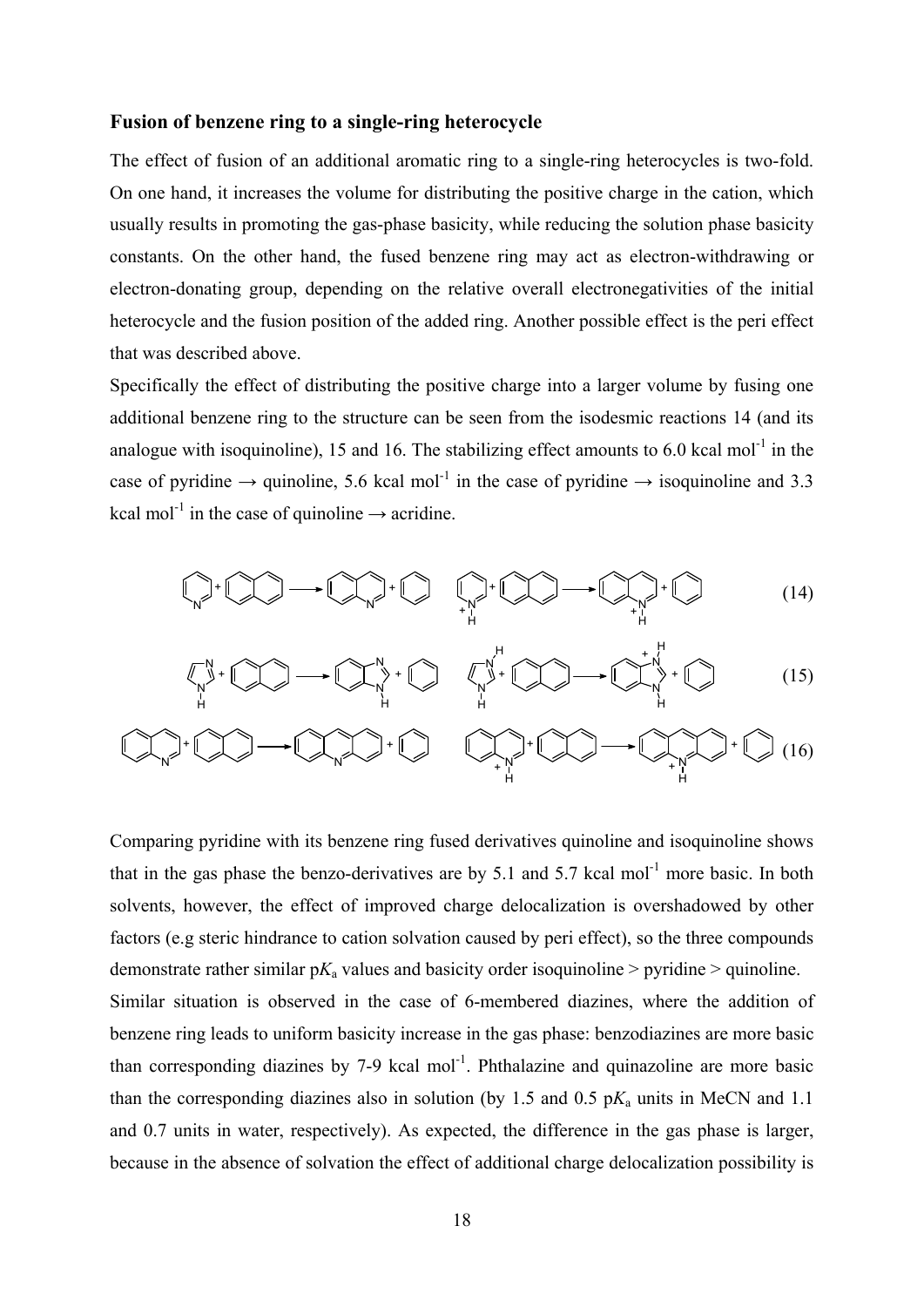### Fusion of benzene ring to a single-ring heterocycle

The effect of fusion of an additional aromatic ring to a single-ring heterocycles is two-fold. On one hand, it increases the volume for distributing the positive charge in the cation, which usually results in promoting the gas-phase basicity, while reducing the solution phase basicity constants. On the other hand, the fused benzene ring may act as electron-withdrawing or electron-donating group, depending on the relative overall electronegativities of the initial heterocycle and the fusion position of the added ring. Another possible effect is the peri effect that was described above.

Specifically the effect of distributing the positive charge into a larger volume by fusing one additional benzene ring to the structure can be seen from the isodesmic reactions 14 (and its analogue with isoquinoline), 15 and 16. The stabilizing effect amounts to 6.0 kcal mol$^{-1}$ in the case of pyridine → quinoline, 5.6 kcal mol$^{-1}$ in the case of pyridine → isoquinoline and 3.3 kcal mol$^{-1}$ in the case of quinoline → acridine.

(14)

(15)

(16)

Comparing pyridine with its benzene ring fused derivatives quinoline and isoquinoline shows that in the gas phase the benzo-derivatives are by 5.1 and 5.7 kcal mol$^{-1}$ more basic. In both solvents, however, the effect of improved charge delocalization is overshadowed by other factors (e.g steric hindrance to cation solvation caused by peri effect), so the three compounds demonstrate rather similar p$K_a$ values and basicity order isoquinoline > pyridine > quinoline.

Similar situation is observed in the case of 6-membered diazines, where the addition of benzene ring leads to uniform basicity increase in the gas phase: benzodiazines are more basic than corresponding diazines by 7-9 kcal mol$^{-1}$. Phthalazine and quinazoline are more basic than the corresponding diazines also in solution (by 1.5 and 0.5 p$K_a$ units in MeCN and 1.1 and 0.7 units in water, respectively). As expected, the difference in the gas phase is larger, because in the absence of solvation the effect of additional charge delocalization possibility is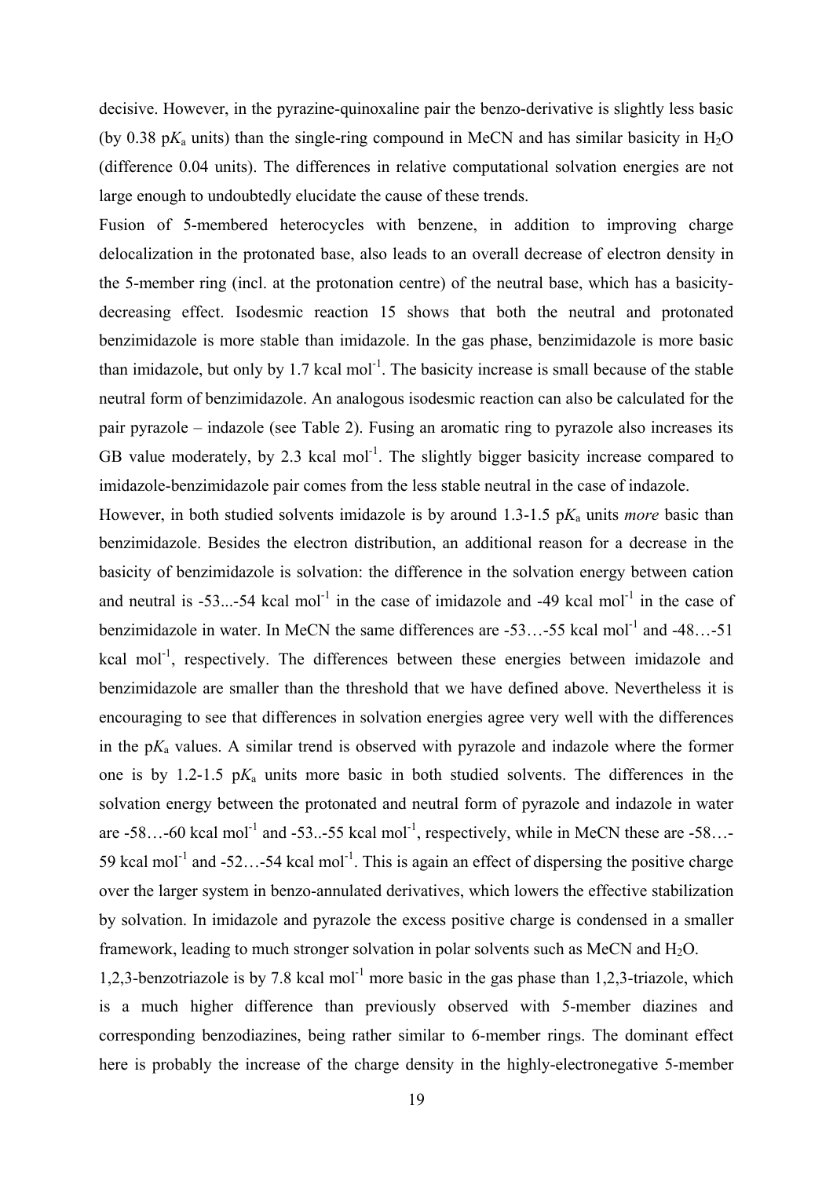decisive. However, in the pyrazine-quinoxaline pair the benzo-derivative is slightly less basic (by 0.38 p$K_a$ units) than the single-ring compound in MeCN and has similar basicity in $H_2O$ (difference 0.04 units). The differences in relative computational solvation energies are not large enough to undoubtedly elucidate the cause of these trends.

Fusion of 5-membered heterocycles with benzene, in addition to improving charge delocalization in the protonated base, also leads to an overall decrease of electron density in the 5-member ring (incl. at the protonation centre) of the neutral base, which has a basicity-decreasing effect. Isodesmic reaction 15 shows that both the neutral and protonated benzimidazole is more stable than imidazole. In the gas phase, benzimidazole is more basic than imidazole, but only by 1.7 kcal mol$^{-1}$. The basicity increase is small because of the stable neutral form of benzimidazole. An analogous isodesmic reaction can also be calculated for the pair pyrazole – indazole (see Table 2). Fusing an aromatic ring to pyrazole also increases its GB value moderately, by 2.3 kcal mol$^{-1}$. The slightly bigger basicity increase compared to imidazole-benzimidazole pair comes from the less stable neutral in the case of indazole.

However, in both studied solvents imidazole is by around 1.3-1.5 p$K_a$ units *more* basic than benzimidazole. Besides the electron distribution, an additional reason for a decrease in the basicity of benzimidazole is solvation: the difference in the solvation energy between cation and neutral is -53...-54 kcal mol$^{-1}$ in the case of imidazole and -49 kcal mol$^{-1}$ in the case of benzimidazole in water. In MeCN the same differences are -53…-55 kcal mol$^{-1}$ and -48…-51 kcal mol$^{-1}$, respectively. The differences between these energies between imidazole and benzimidazole are smaller than the threshold that we have defined above. Nevertheless it is encouraging to see that differences in solvation energies agree very well with the differences in the p$K_a$ values. A similar trend is observed with pyrazole and indazole where the former one is by 1.2-1.5 p$K_a$ units more basic in both studied solvents. The differences in the solvation energy between the protonated and neutral form of pyrazole and indazole in water are -58…-60 kcal mol$^{-1}$ and -53..-55 kcal mol$^{-1}$, respectively, while in MeCN these are -58…-59 kcal mol$^{-1}$ and -52…-54 kcal mol$^{-1}$. This is again an effect of dispersing the positive charge over the larger system in benzo-annulated derivatives, which lowers the effective stabilization by solvation. In imidazole and pyrazole the excess positive charge is condensed in a smaller framework, leading to much stronger solvation in polar solvents such as MeCN and $H_2O$.

1,2,3-benzotriazole is by 7.8 kcal mol$^{-1}$ more basic in the gas phase than 1,2,3-triazole, which is a much higher difference than previously observed with 5-member diazines and corresponding benzodiazines, being rather similar to 6-member rings. The dominant effect here is probably the increase of the charge density in the highly-electronegative 5-member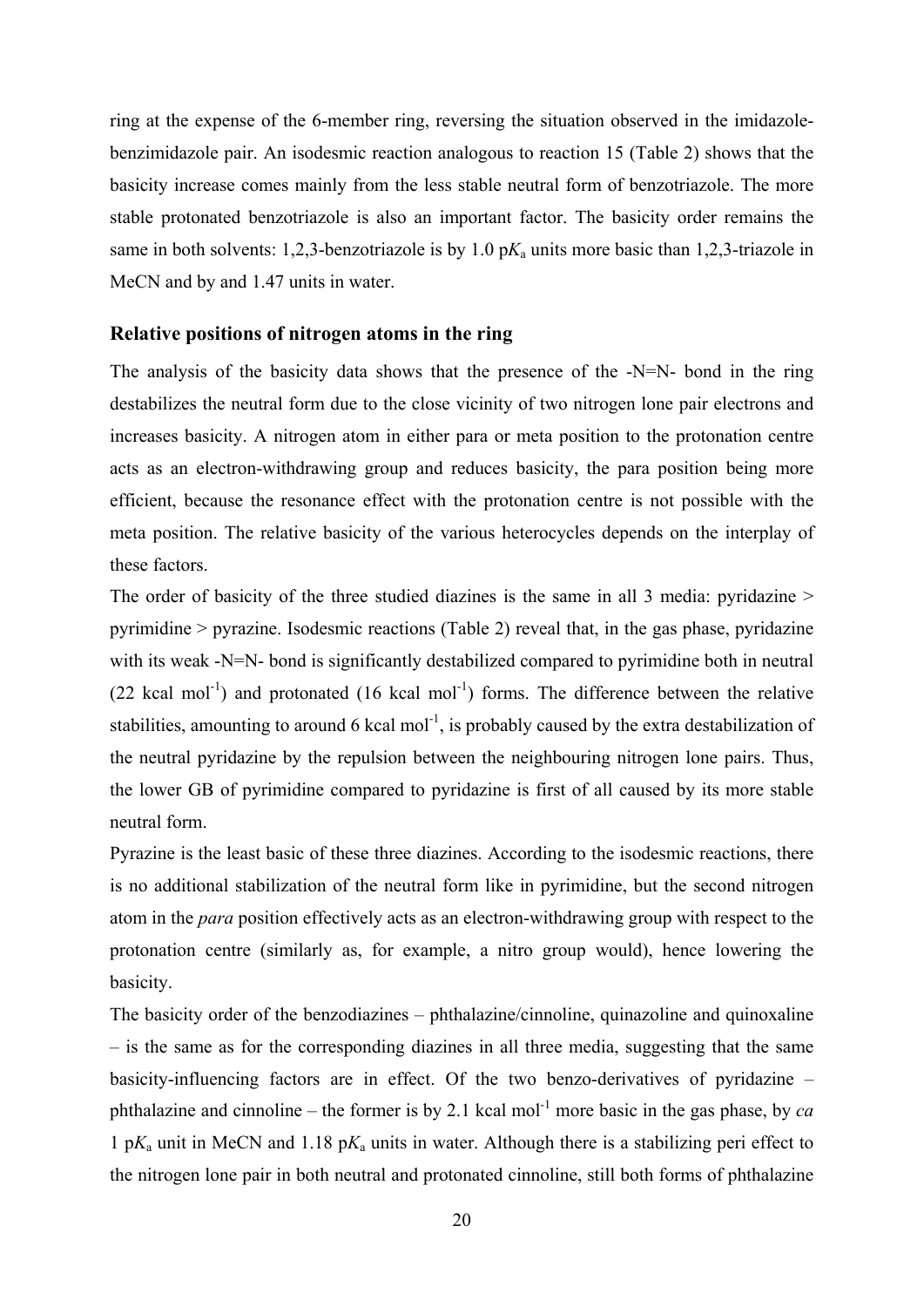ring at the expense of the 6-member ring, reversing the situation observed in the imidazole-benzimidazole pair. An isodesmic reaction analogous to reaction 15 (Table 2) shows that the basicity increase comes mainly from the less stable neutral form of benzotriazole. The more stable protonated benzotriazole is also an important factor. The basicity order remains the same in both solvents: 1,2,3-benzotriazole is by 1.0 p$K_a$ units more basic than 1,2,3-triazole in MeCN and by and 1.47 units in water.

### Relative positions of nitrogen atoms in the ring

The analysis of the basicity data shows that the presence of the -N=N- bond in the ring destabilizes the neutral form due to the close vicinity of two nitrogen lone pair electrons and increases basicity. A nitrogen atom in either para or meta position to the protonation centre acts as an electron-withdrawing group and reduces basicity, the para position being more efficient, because the resonance effect with the protonation centre is not possible with the meta position. The relative basicity of the various heterocycles depends on the interplay of these factors.

The order of basicity of the three studied diazines is the same in all 3 media: pyridazine > pyrimidine > pyrazine. Isodesmic reactions (Table 2) reveal that, in the gas phase, pyridazine with its weak -N=N- bond is significantly destabilized compared to pyrimidine both in neutral (22 kcal mol$^{-1}$) and protonated (16 kcal mol$^{-1}$) forms. The difference between the relative stabilities, amounting to around 6 kcal mol$^{-1}$, is probably caused by the extra destabilization of the neutral pyridazine by the repulsion between the neighbouring nitrogen lone pairs. Thus, the lower GB of pyrimidine compared to pyridazine is first of all caused by its more stable neutral form.

Pyrazine is the least basic of these three diazines. According to the isodesmic reactions, there is no additional stabilization of the neutral form like in pyrimidine, but the second nitrogen atom in the *para* position effectively acts as an electron-withdrawing group with respect to the protonation centre (similarly as, for example, a nitro group would), hence lowering the basicity.

The basicity order of the benzodiazines – phthalazine/cinnoline, quinazoline and quinoxaline – is the same as for the corresponding diazines in all three media, suggesting that the same basicity-influencing factors are in effect. Of the two benzo-derivatives of pyridazine – phthalazine and cinnoline – the former is by 2.1 kcal mol$^{-1}$ more basic in the gas phase, by *ca* 1 p$K_a$ unit in MeCN and 1.18 p$K_a$ units in water. Although there is a stabilizing peri effect to the nitrogen lone pair in both neutral and protonated cinnoline, still both forms of phthalazine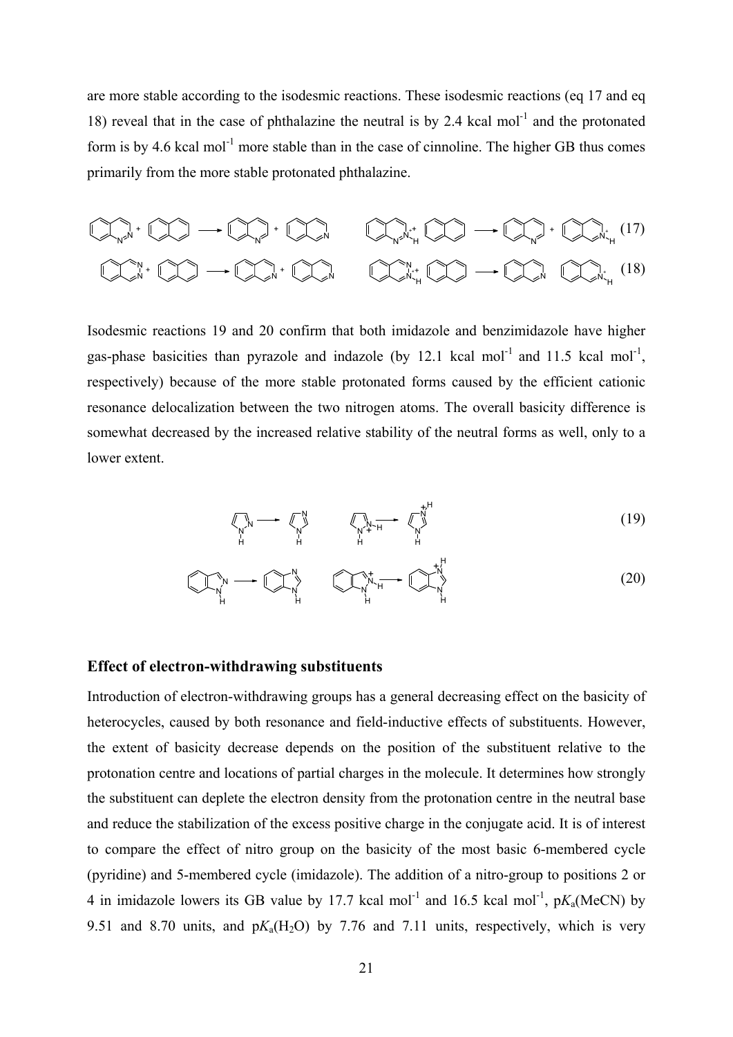are more stable according to the isodesmic reactions. These isodesmic reactions (eq 17 and eq 18) reveal that in the case of phthalazine the neutral is by 2.4 kcal mol$^{-1}$ and the protonated form is by 4.6 kcal mol$^{-1}$ more stable than in the case of cinnoline. The higher GB thus comes primarily from the more stable protonated phthalazine.

(17)

(18)

Isodesmic reactions 19 and 20 confirm that both imidazole and benzimidazole have higher gas-phase basicities than pyrazole and indazole (by 12.1 kcal mol$^{-1}$ and 11.5 kcal mol$^{-1}$, respectively) because of the more stable protonated forms caused by the efficient cationic resonance delocalization between the two nitrogen atoms. The overall basicity difference is somewhat decreased by the increased relative stability of the neutral forms as well, only to a lower extent.

(19)

(20)

## Effect of electron-withdrawing substituents

Introduction of electron-withdrawing groups has a general decreasing effect on the basicity of heterocycles, caused by both resonance and field-inductive effects of substituents. However, the extent of basicity decrease depends on the position of the substituent relative to the protonation centre and locations of partial charges in the molecule. It determines how strongly the substituent can deplete the electron density from the protonation centre in the neutral base and reduce the stabilization of the excess positive charge in the conjugate acid. It is of interest to compare the effect of nitro group on the basicity of the most basic 6-membered cycle (pyridine) and 5-membered cycle (imidazole). The addition of a nitro-group to positions 2 or 4 in imidazole lowers its GB value by 17.7 kcal mol$^{-1}$ and 16.5 kcal mol$^{-1}$, p$K_a$(MeCN) by 9.51 and 8.70 units, and p$K_a$($H_2O$) by 7.76 and 7.11 units, respectively, which is very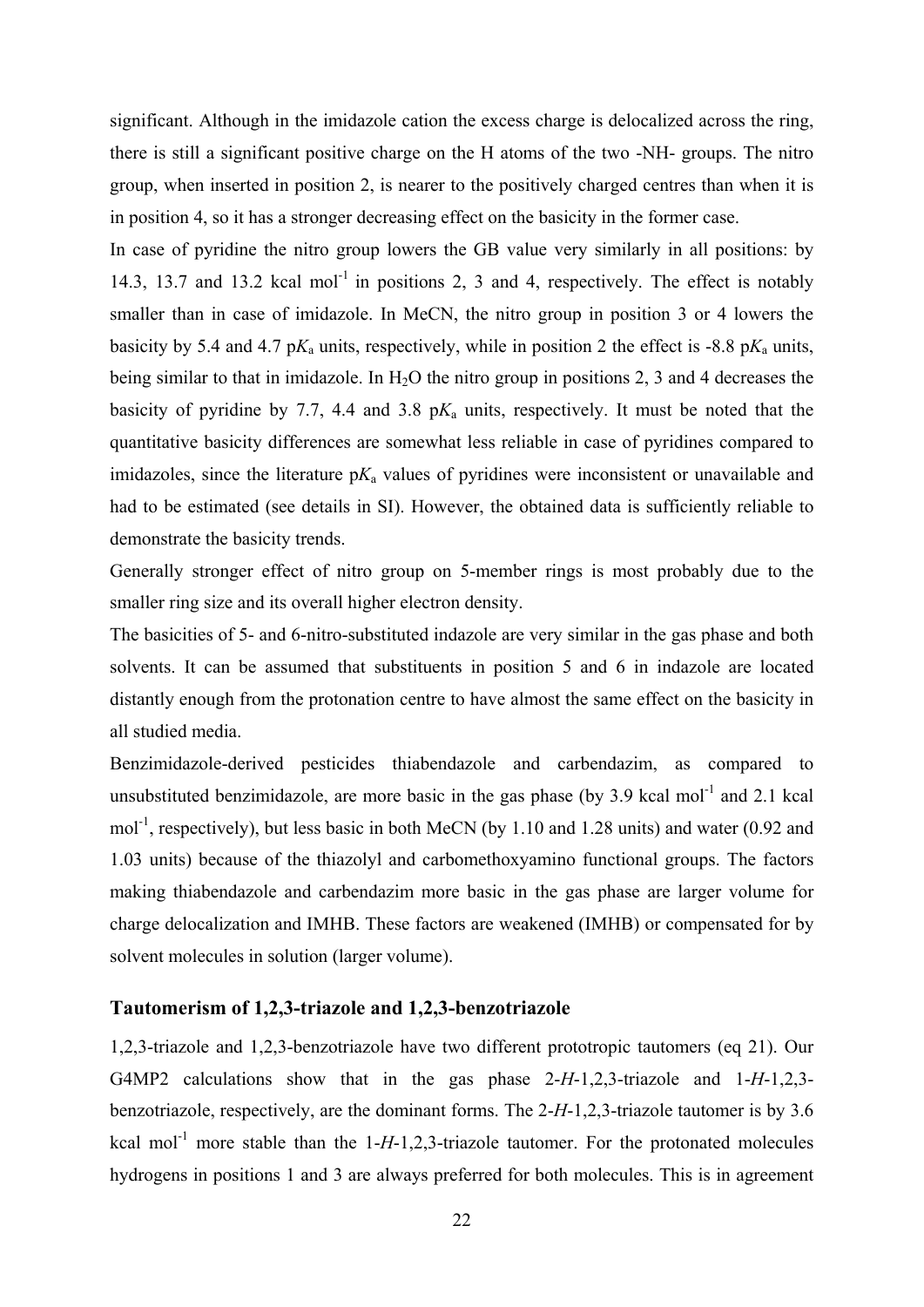significant. Although in the imidazole cation the excess charge is delocalized across the ring, there is still a significant positive charge on the H atoms of the two -NH- groups. The nitro group, when inserted in position 2, is nearer to the positively charged centres than when it is in position 4, so it has a stronger decreasing effect on the basicity in the former case.

In case of pyridine the nitro group lowers the GB value very similarly in all positions: by 14.3, 13.7 and 13.2 kcal mol$^{-1}$ in positions 2, 3 and 4, respectively. The effect is notably smaller than in case of imidazole. In MeCN, the nitro group in position 3 or 4 lowers the basicity by 5.4 and 4.7 p$K_a$ units, respectively, while in position 2 the effect is -8.8 p$K_a$ units, being similar to that in imidazole. In $H_2O$ the nitro group in positions 2, 3 and 4 decreases the basicity of pyridine by 7.7, 4.4 and 3.8 p$K_a$ units, respectively. It must be noted that the quantitative basicity differences are somewhat less reliable in case of pyridines compared to imidazoles, since the literature p$K_a$ values of pyridines were inconsistent or unavailable and had to be estimated (see details in SI). However, the obtained data is sufficiently reliable to demonstrate the basicity trends.

Generally stronger effect of nitro group on 5-member rings is most probably due to the smaller ring size and its overall higher electron density.

The basicities of 5- and 6-nitro-substituted indazole are very similar in the gas phase and both solvents. It can be assumed that substituents in position 5 and 6 in indazole are located distantly enough from the protonation centre to have almost the same effect on the basicity in all studied media.

Benzimidazole-derived pesticides thiabendazole and carbendazim, as compared to unsubstituted benzimidazole, are more basic in the gas phase (by 3.9 kcal mol$^{-1}$ and 2.1 kcal mol$^{-1}$, respectively), but less basic in both MeCN (by 1.10 and 1.28 units) and water (0.92 and 1.03 units) because of the thiazolyl and carbomethoxyamino functional groups. The factors making thiabendazole and carbendazim more basic in the gas phase are larger volume for charge delocalization and IMHB. These factors are weakened (IMHB) or compensated for by solvent molecules in solution (larger volume).

## Tautomerism of 1,2,3-triazole and 1,2,3-benzotriazole

1,2,3-triazole and 1,2,3-benzotriazole have two different prototropic tautomers (eq 21). Our G4MP2 calculations show that in the gas phase 2-*H*-1,2,3-triazole and 1-*H*-1,2,3-benzotriazole, respectively, are the dominant forms. The 2-*H*-1,2,3-triazole tautomer is by 3.6 kcal mol$^{-1}$ more stable than the 1-*H*-1,2,3-triazole tautomer. For the protonated molecules hydrogens in positions 1 and 3 are always preferred for both molecules. This is in agreement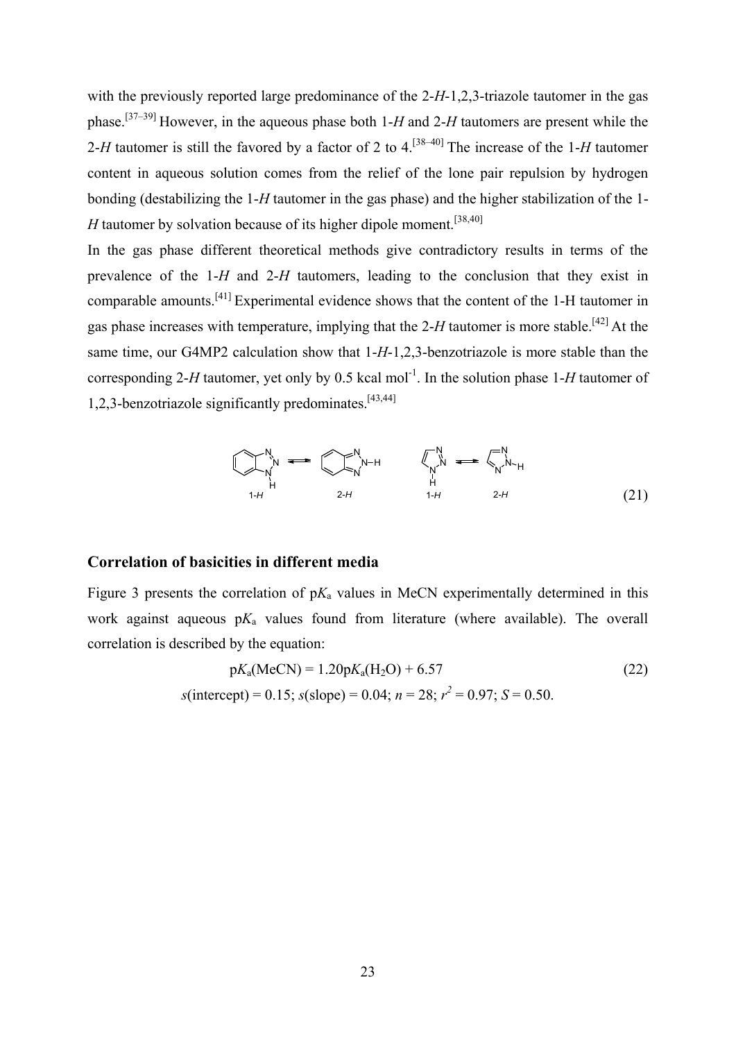with the previously reported large predominance of the 2-*H*-1,2,3-triazole tautomer in the gas phase.[37–39] However, in the aqueous phase both 1-*H* and 2-*H* tautomers are present while the 2-*H* tautomer is still the favored by a factor of 2 to 4.[38–40] The increase of the 1-*H* tautomer content in aqueous solution comes from the relief of the lone pair repulsion by hydrogen bonding (destabilizing the 1-*H* tautomer in the gas phase) and the higher stabilization of the 1-*H* tautomer by solvation because of its higher dipole moment.[38,40]

In the gas phase different theoretical methods give contradictory results in terms of the prevalence of the 1-*H* and 2-*H* tautomers, leading to the conclusion that they exist in comparable amounts.[41] Experimental evidence shows that the content of the 1-H tautomer in gas phase increases with temperature, implying that the 2-*H* tautomer is more stable.[42] At the same time, our G4MP2 calculation show that 1-*H*-1,2,3-benzotriazole is more stable than the corresponding 2-*H* tautomer, yet only by 0.5 kcal mol$^{-1}$. In the solution phase 1-*H* tautomer of 1,2,3-benzotriazole significantly predominates.[43,44]

1-*H* ⇌ 2-*H* &nbsp;&nbsp;&nbsp;&nbsp; 1-*H* ⇌ 2-*H* &nbsp;&nbsp;&nbsp;&nbsp; (21)

## Correlation of basicities in different media

Figure 3 presents the correlation of p$K_a$ values in MeCN experimentally determined in this work against aqueous p$K_a$ values found from literature (where available). The overall correlation is described by the equation:

$$\mathrm{p}K_a(\mathrm{MeCN}) = 1.20\mathrm{p}K_a(\mathrm{H_2O}) + 6.57 \quad (22)$$

$s$(intercept) = 0.15; $s$(slope) = 0.04; $n$ = 28; $r^2$ = 0.97; $S$ = 0.50.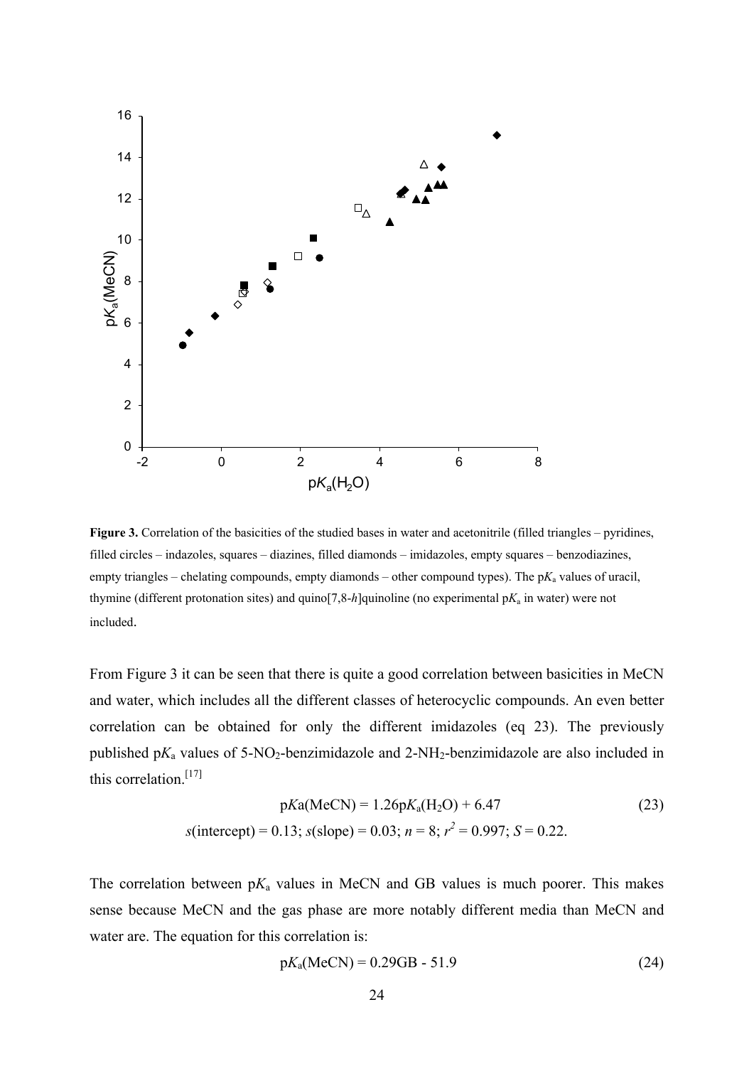**Figure 3.** Correlation of the basicities of the studied bases in water and acetonitrile (filled triangles – pyridines, filled circles – indazoles, squares – diazines, filled diamonds – imidazoles, empty squares – benzodiazines, empty triangles – chelating compounds, empty diamonds – other compound types). The p$K_a$ values of uracil, thymine (different protonation sites) and quino[7,8-*h*]quinoline (no experimental p$K_a$ in water) were not included.

From Figure 3 it can be seen that there is quite a good correlation between basicities in MeCN and water, which includes all the different classes of heterocyclic compounds. An even better correlation can be obtained for only the different imidazoles (eq 23). The previously published p$K_a$ values of 5-$NO_2$-benzimidazole and 2-$NH_2$-benzimidazole are also included in this correlation.[17]

$$\mathrm{p}Ka(\mathrm{MeCN}) = 1.26\mathrm{p}K_a(\mathrm{H_2O}) + 6.47 \quad (23)$$

$$s(\text{intercept}) = 0.13;\ s(\text{slope}) = 0.03;\ n = 8;\ r^2 = 0.997;\ S = 0.22.$$

The correlation between p$K_a$ values in MeCN and GB values is much poorer. This makes sense because MeCN and the gas phase are more notably different media than MeCN and water are. The equation for this correlation is:

$$\mathrm{p}K_a(\mathrm{MeCN}) = 0.29\mathrm{GB} - 51.9 \quad (24)$$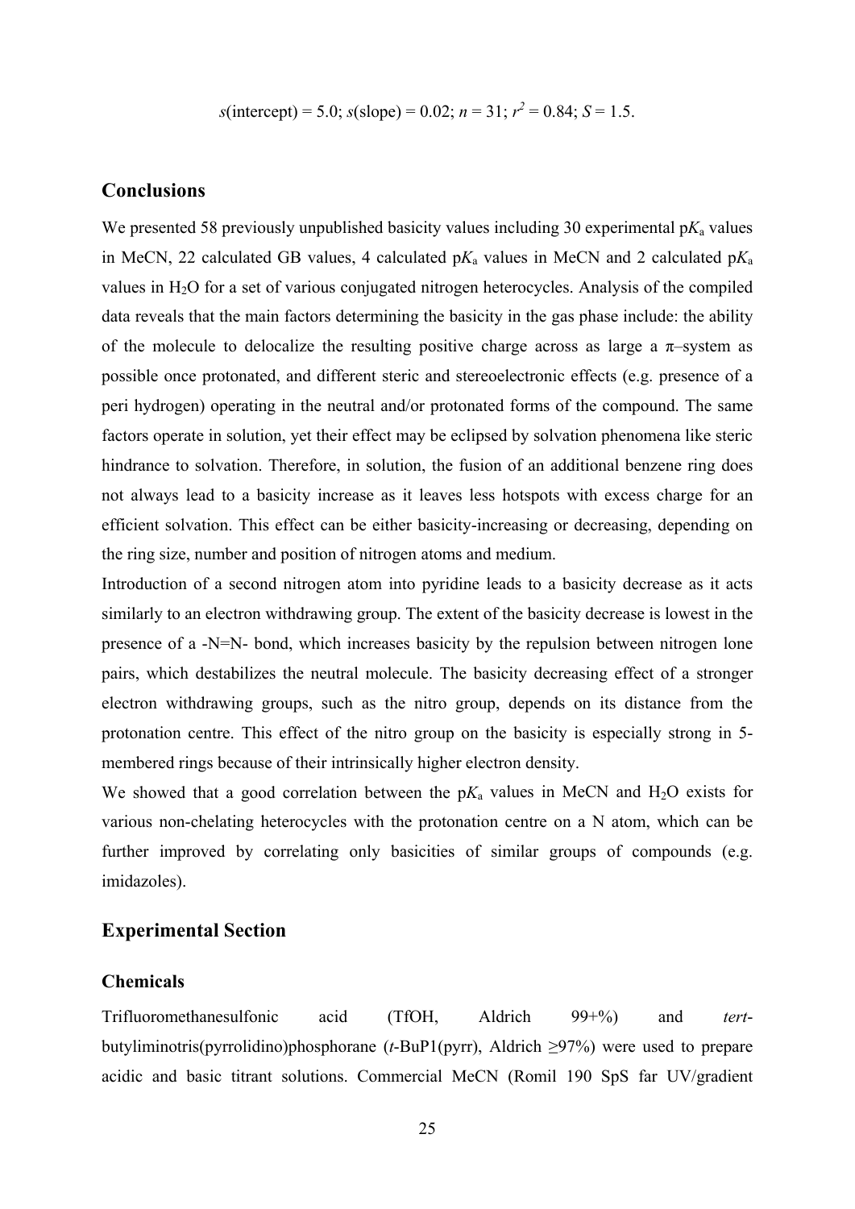$s$(intercept) = 5.0; $s$(slope) = 0.02; $n$ = 31; $r^2$ = 0.84; $S$ = 1.5.

## Conclusions

We presented 58 previously unpublished basicity values including 30 experimental p$K_a$ values in MeCN, 22 calculated GB values, 4 calculated p$K_a$ values in MeCN and 2 calculated p$K_a$ values in $H_2O$ for a set of various conjugated nitrogen heterocycles. Analysis of the compiled data reveals that the main factors determining the basicity in the gas phase include: the ability of the molecule to delocalize the resulting positive charge across as large a π–system as possible once protonated, and different steric and stereoelectronic effects (e.g. presence of a peri hydrogen) operating in the neutral and/or protonated forms of the compound. The same factors operate in solution, yet their effect may be eclipsed by solvation phenomena like steric hindrance to solvation. Therefore, in solution, the fusion of an additional benzene ring does not always lead to a basicity increase as it leaves less hotspots with excess charge for an efficient solvation. This effect can be either basicity-increasing or decreasing, depending on the ring size, number and position of nitrogen atoms and medium.

Introduction of a second nitrogen atom into pyridine leads to a basicity decrease as it acts similarly to an electron withdrawing group. The extent of the basicity decrease is lowest in the presence of a -N=N- bond, which increases basicity by the repulsion between nitrogen lone pairs, which destabilizes the neutral molecule. The basicity decreasing effect of a stronger electron withdrawing groups, such as the nitro group, depends on its distance from the protonation centre. This effect of the nitro group on the basicity is especially strong in 5-membered rings because of their intrinsically higher electron density.

We showed that a good correlation between the p$K_a$ values in MeCN and $H_2O$ exists for various non-chelating heterocycles with the protonation centre on a N atom, which can be further improved by correlating only basicities of similar groups of compounds (e.g. imidazoles).

## Experimental Section

### Chemicals

Trifluoromethanesulfonic acid (TfOH, Aldrich 99+%) and *tert*-butyliminotris(pyrrolidino)phosphorane (*t*-BuP1(pyrr), Aldrich ≥97%) were used to prepare acidic and basic titrant solutions. Commercial MeCN (Romil 190 SpS far UV/gradient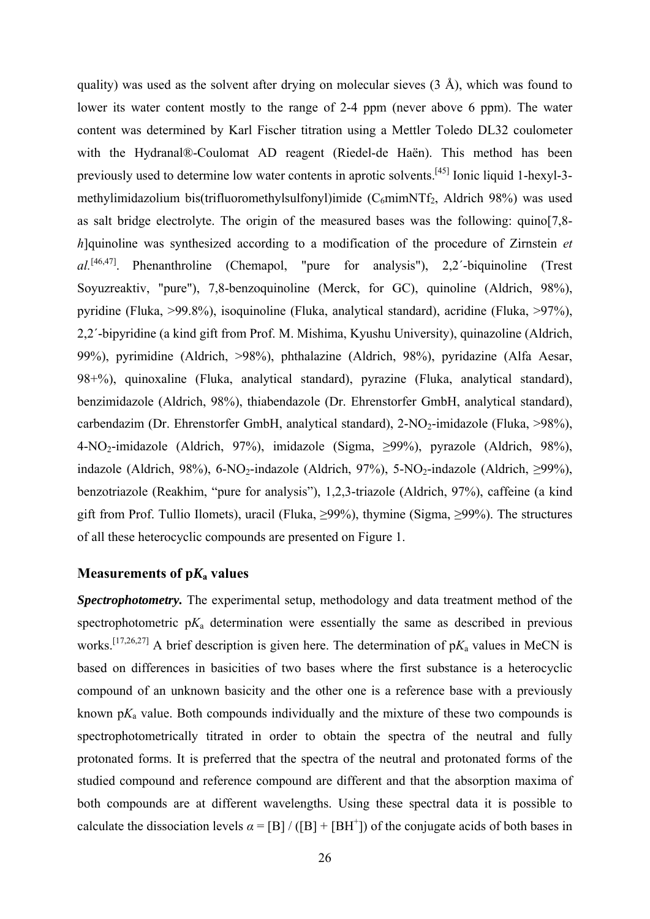quality) was used as the solvent after drying on molecular sieves (3 Å), which was found to lower its water content mostly to the range of 2-4 ppm (never above 6 ppm). The water content was determined by Karl Fischer titration using a Mettler Toledo DL32 coulometer with the Hydranal®-Coulomat AD reagent (Riedel-de Haën). This method has been previously used to determine low water contents in aprotic solvents.[45] Ionic liquid 1-hexyl-3-methylimidazolium bis(trifluoromethylsulfonyl)imide ($C_6$mimNTf$_2$, Aldrich 98%) was used as salt bridge electrolyte. The origin of the measured bases was the following: quino[7,8-*h*]quinoline was synthesized according to a modification of the procedure of Zirnstein *et al.*[46,47]. Phenanthroline (Chemapol, "pure for analysis"), 2,2´-biquinoline (Trest Soyuzreaktiv, "pure"), 7,8-benzoquinoline (Merck, for GC), quinoline (Aldrich, 98%), pyridine (Fluka, >99.8%), isoquinoline (Fluka, analytical standard), acridine (Fluka, >97%), 2,2´-bipyridine (a kind gift from Prof. M. Mishima, Kyushu University), quinazoline (Aldrich, 99%), pyrimidine (Aldrich, >98%), phthalazine (Aldrich, 98%), pyridazine (Alfa Aesar, 98+%), quinoxaline (Fluka, analytical standard), pyrazine (Fluka, analytical standard), benzimidazole (Aldrich, 98%), thiabendazole (Dr. Ehrenstorfer GmbH, analytical standard), carbendazim (Dr. Ehrenstorfer GmbH, analytical standard), 2-$NO_2$-imidazole (Fluka, >98%), 4-$NO_2$-imidazole (Aldrich, 97%), imidazole (Sigma, ≥99%), pyrazole (Aldrich, 98%), indazole (Aldrich, 98%), 6-$NO_2$-indazole (Aldrich, 97%), 5-$NO_2$-indazole (Aldrich, ≥99%), benzotriazole (Reakhim, "pure for analysis"), 1,2,3-triazole (Aldrich, 97%), caffeine (a kind gift from Prof. Tullio Ilomets), uracil (Fluka, ≥99%), thymine (Sigma, ≥99%). The structures of all these heterocyclic compounds are presented on Figure 1.

## Measurements of p$K_a$ values

***Spectrophotometry.*** The experimental setup, methodology and data treatment method of the spectrophotometric p$K_a$ determination were essentially the same as described in previous works.[17,26,27] A brief description is given here. The determination of p$K_a$ values in MeCN is based on differences in basicities of two bases where the first substance is a heterocyclic compound of an unknown basicity and the other one is a reference base with a previously known p$K_a$ value. Both compounds individually and the mixture of these two compounds is spectrophotometrically titrated in order to obtain the spectra of the neutral and fully protonated forms. It is preferred that the spectra of the neutral and protonated forms of the studied compound and reference compound are different and that the absorption maxima of both compounds are at different wavelengths. Using these spectral data it is possible to calculate the dissociation levels $\alpha = [B] / ([B] + [BH^+])$ of the conjugate acids of both bases in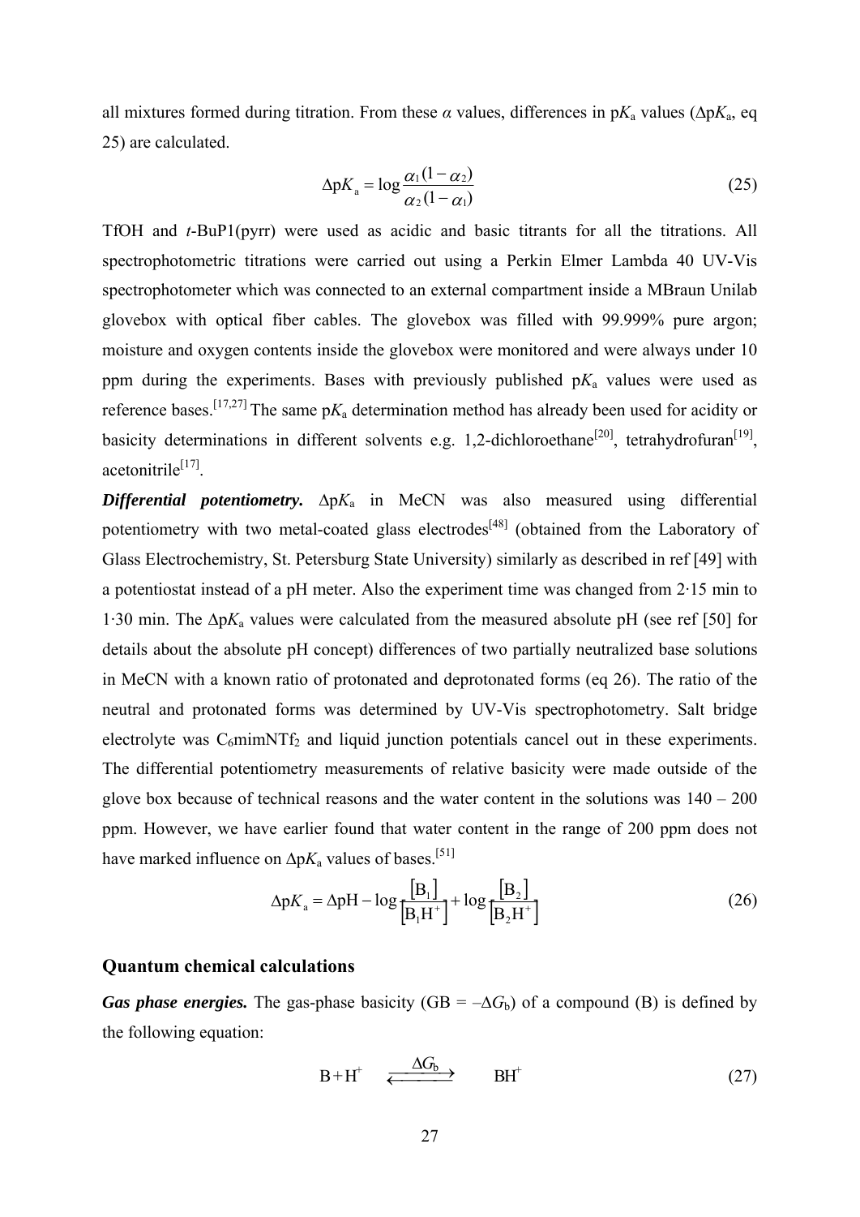all mixtures formed during titration. From these $\alpha$ values, differences in p$K_a$ values (Δp$K_a$, eq 25) are calculated.

$$\Delta pK_a = \log \frac{\alpha_1 (1-\alpha_2)}{\alpha_2 (1-\alpha_1)} \tag{25}$$

TfOH and *t*-BuP1(pyrr) were used as acidic and basic titrants for all the titrations. All spectrophotometric titrations were carried out using a Perkin Elmer Lambda 40 UV-Vis spectrophotometer which was connected to an external compartment inside a MBraun Unilab glovebox with optical fiber cables. The glovebox was filled with 99.999% pure argon; moisture and oxygen contents inside the glovebox were monitored and were always under 10 ppm during the experiments. Bases with previously published p$K_a$ values were used as reference bases.[17,27] The same p$K_a$ determination method has already been used for acidity or basicity determinations in different solvents e.g. 1,2-dichloroethane[20], tetrahydrofuran[19], acetonitrile[17].

***Differential potentiometry.*** Δp$K_a$ in MeCN was also measured using differential potentiometry with two metal-coated glass electrodes[48] (obtained from the Laboratory of Glass Electrochemistry, St. Petersburg State University) similarly as described in ref [49] with a potentiostat instead of a pH meter. Also the experiment time was changed from 2·15 min to 1·30 min. The Δp$K_a$ values were calculated from the measured absolute pH (see ref [50] for details about the absolute pH concept) differences of two partially neutralized base solutions in MeCN with a known ratio of protonated and deprotonated forms (eq 26). The ratio of the neutral and protonated forms was determined by UV-Vis spectrophotometry. Salt bridge electrolyte was $C_6$mimNTf$_2$ and liquid junction potentials cancel out in these experiments. The differential potentiometry measurements of relative basicity were made outside of the glove box because of technical reasons and the water content in the solutions was 140 – 200 ppm. However, we have earlier found that water content in the range of 200 ppm does not have marked influence on Δp$K_a$ values of bases.[51]

$$\Delta pK_a = \Delta pH - \log \frac{[B_1]}{[B_1H^+]} + \log \frac{[B_2]}{[B_2H^+]} \tag{26}$$

## Quantum chemical calculations

***Gas phase energies.*** The gas-phase basicity (GB = $-\Delta G_b$) of a compound (B) is defined by the following equation:

$$B + H^+ \xrightleftharpoons{\Delta G_b} BH^+ \tag{27}$$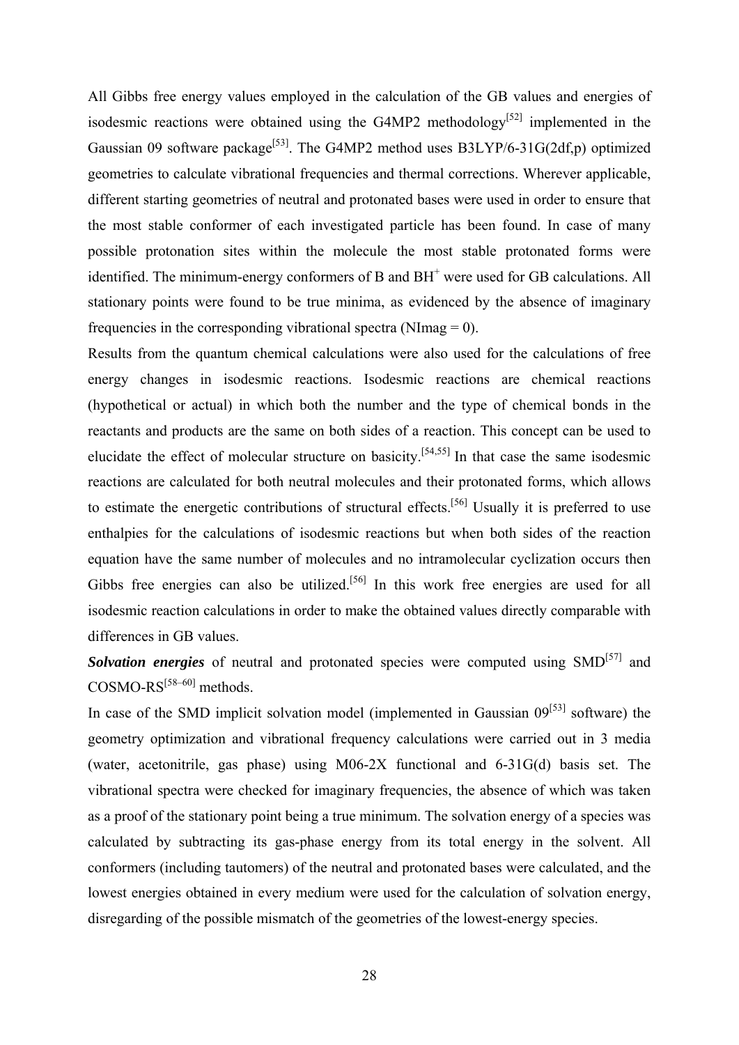All Gibbs free energy values employed in the calculation of the GB values and energies of isodesmic reactions were obtained using the G4MP2 methodology[52] implemented in the Gaussian 09 software package[53]. The G4MP2 method uses B3LYP/6-31G(2df,p) optimized geometries to calculate vibrational frequencies and thermal corrections. Wherever applicable, different starting geometries of neutral and protonated bases were used in order to ensure that the most stable conformer of each investigated particle has been found. In case of many possible protonation sites within the molecule the most stable protonated forms were identified. The minimum-energy conformers of B and $BH^+$ were used for GB calculations. All stationary points were found to be true minima, as evidenced by the absence of imaginary frequencies in the corresponding vibrational spectra (NImag = 0).

Results from the quantum chemical calculations were also used for the calculations of free energy changes in isodesmic reactions. Isodesmic reactions are chemical reactions (hypothetical or actual) in which both the number and the type of chemical bonds in the reactants and products are the same on both sides of a reaction. This concept can be used to elucidate the effect of molecular structure on basicity.[54,55] In that case the same isodesmic reactions are calculated for both neutral molecules and their protonated forms, which allows to estimate the energetic contributions of structural effects.[56] Usually it is preferred to use enthalpies for the calculations of isodesmic reactions but when both sides of the reaction equation have the same number of molecules and no intramolecular cyclization occurs then Gibbs free energies can also be utilized.[56] In this work free energies are used for all isodesmic reaction calculations in order to make the obtained values directly comparable with differences in GB values.

***Solvation energies*** of neutral and protonated species were computed using SMD[57] and COSMO-RS[58–60] methods.

In case of the SMD implicit solvation model (implemented in Gaussian 09[53] software) the geometry optimization and vibrational frequency calculations were carried out in 3 media (water, acetonitrile, gas phase) using M06-2X functional and 6-31G(d) basis set. The vibrational spectra were checked for imaginary frequencies, the absence of which was taken as a proof of the stationary point being a true minimum. The solvation energy of a species was calculated by subtracting its gas-phase energy from its total energy in the solvent. All conformers (including tautomers) of the neutral and protonated bases were calculated, and the lowest energies obtained in every medium were used for the calculation of solvation energy, disregarding of the possible mismatch of the geometries of the lowest-energy species.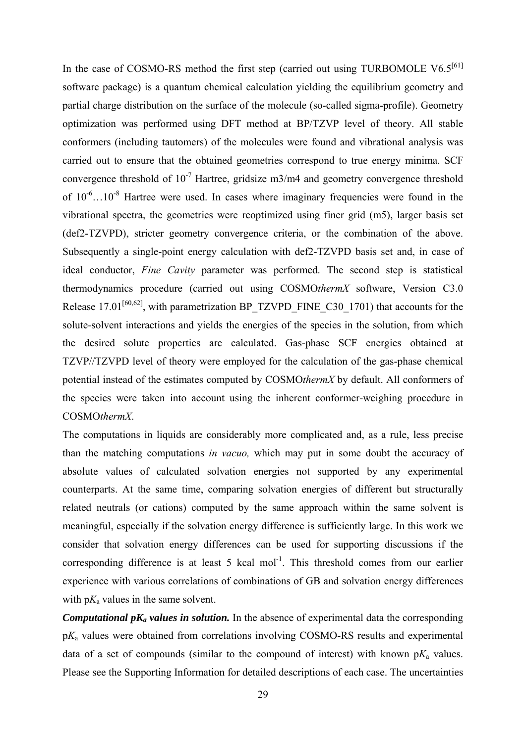In the case of COSMO-RS method the first step (carried out using TURBOMOLE V6.5[61] software package) is a quantum chemical calculation yielding the equilibrium geometry and partial charge distribution on the surface of the molecule (so-called sigma-profile). Geometry optimization was performed using DFT method at BP/TZVP level of theory. All stable conformers (including tautomers) of the molecules were found and vibrational analysis was carried out to ensure that the obtained geometries correspond to true energy minima. SCF convergence threshold of $10^{-7}$ Hartree, gridsize m3/m4 and geometry convergence threshold of $10^{-6}$…$10^{-8}$ Hartree were used. In cases where imaginary frequencies were found in the vibrational spectra, the geometries were reoptimized using finer grid (m5), larger basis set (def2-TZVPD), stricter geometry convergence criteria, or the combination of the above. Subsequently a single-point energy calculation with def2-TZVPD basis set and, in case of ideal conductor, *Fine Cavity* parameter was performed. The second step is statistical thermodynamics procedure (carried out using COSMO*thermX* software, Version C3.0 Release 17.01[60,62], with parametrization BP_TZVPD_FINE_C30_1701) that accounts for the solute-solvent interactions and yields the energies of the species in the solution, from which the desired solute properties are calculated. Gas-phase SCF energies obtained at TZVP//TZVPD level of theory were employed for the calculation of the gas-phase chemical potential instead of the estimates computed by COSMO*thermX* by default. All conformers of the species were taken into account using the inherent conformer-weighing procedure in COSMO*thermX*.

The computations in liquids are considerably more complicated and, as a rule, less precise than the matching computations *in vacuo,* which may put in some doubt the accuracy of absolute values of calculated solvation energies not supported by any experimental counterparts. At the same time, comparing solvation energies of different but structurally related neutrals (or cations) computed by the same approach within the same solvent is meaningful, especially if the solvation energy difference is sufficiently large. In this work we consider that solvation energy differences can be used for supporting discussions if the corresponding difference is at least 5 kcal $mol^{-1}$. This threshold comes from our earlier experience with various correlations of combinations of GB and solvation energy differences with p$K_a$ values in the same solvent.

***Computational p$K_a$ values in solution.*** In the absence of experimental data the corresponding p$K_a$ values were obtained from correlations involving COSMO-RS results and experimental data of a set of compounds (similar to the compound of interest) with known p$K_a$ values. Please see the Supporting Information for detailed descriptions of each case. The uncertainties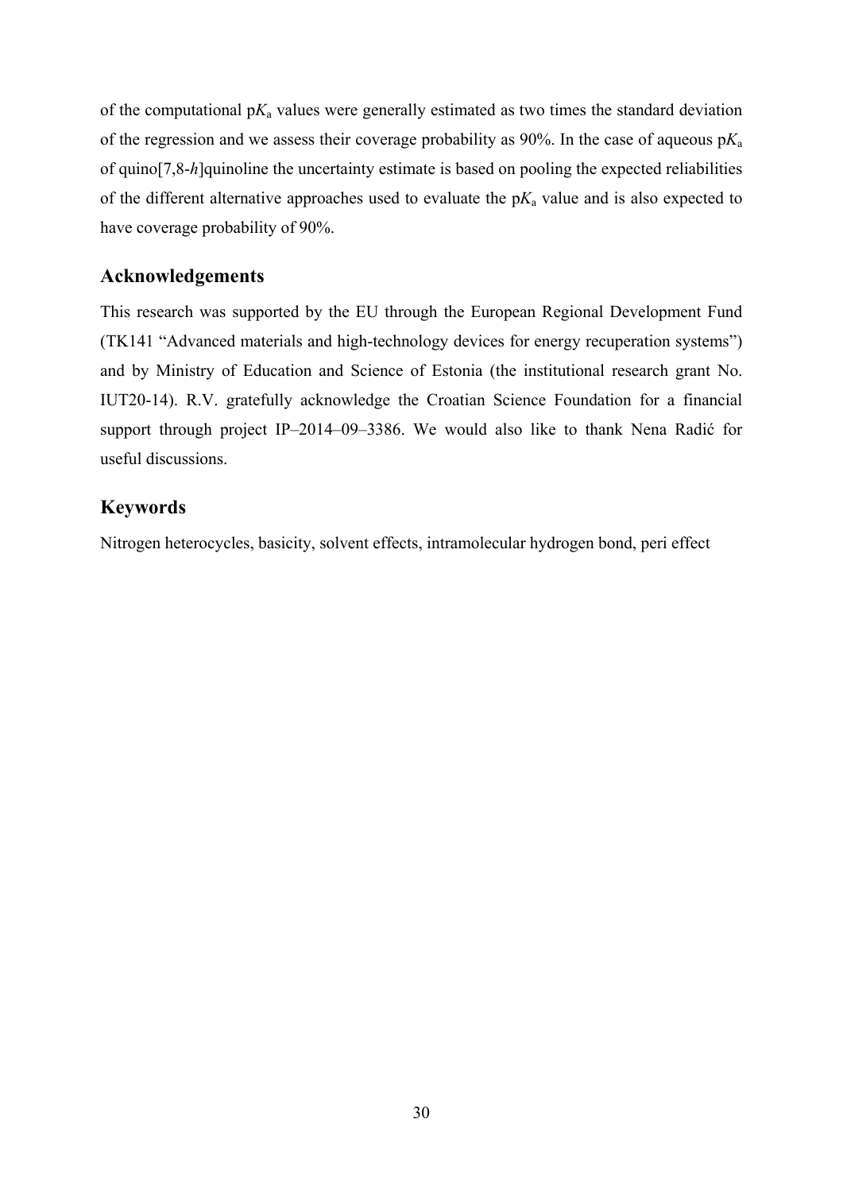of the computational p$K_a$ values were generally estimated as two times the standard deviation of the regression and we assess their coverage probability as 90%. In the case of aqueous p$K_a$ of quino[7,8-*h*]quinoline the uncertainty estimate is based on pooling the expected reliabilities of the different alternative approaches used to evaluate the p$K_a$ value and is also expected to have coverage probability of 90%.

## Acknowledgements

This research was supported by the EU through the European Regional Development Fund (TK141 "Advanced materials and high-technology devices for energy recuperation systems") and by Ministry of Education and Science of Estonia (the institutional research grant No. IUT20-14). R.V. gratefully acknowledge the Croatian Science Foundation for a financial support through project IP–2014–09–3386. We would also like to thank Nena Radić for useful discussions.

## Keywords

Nitrogen heterocycles, basicity, solvent effects, intramolecular hydrogen bond, peri effect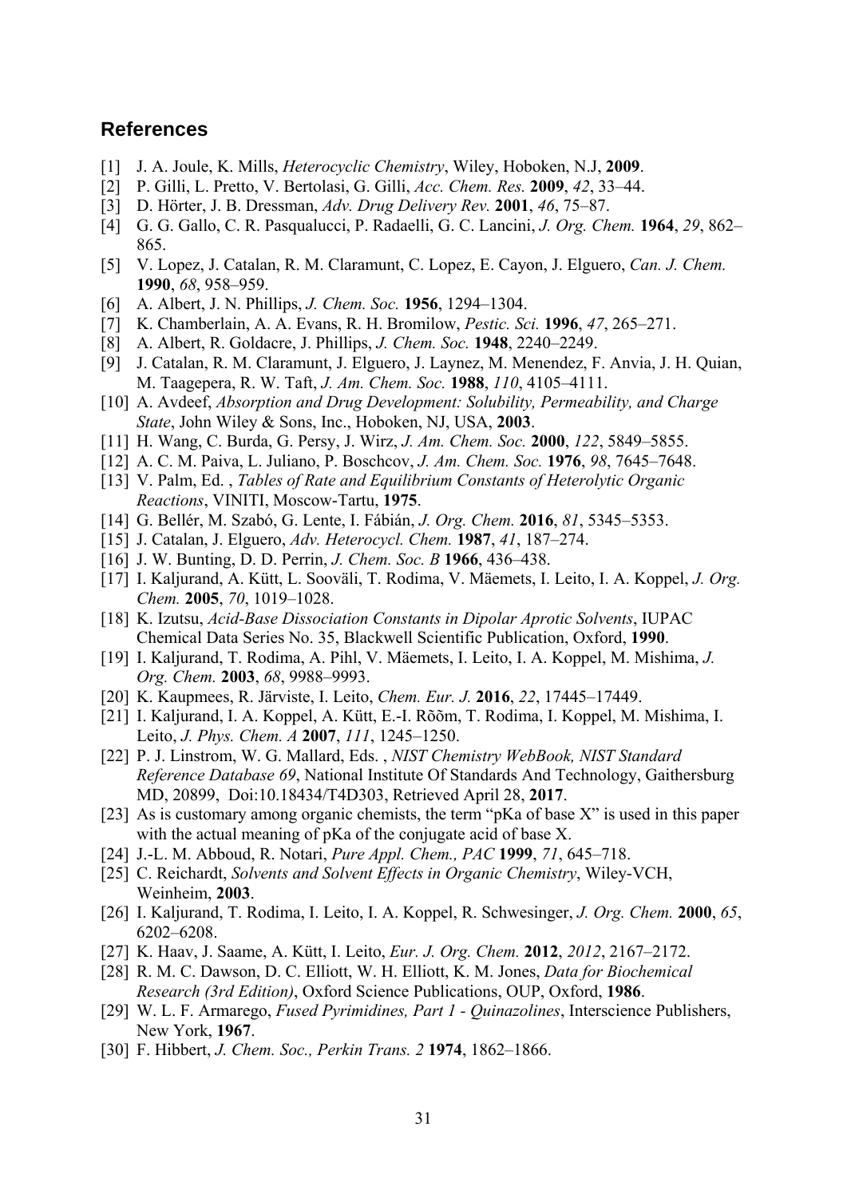## References

[1] J. A. Joule, K. Mills, *Heterocyclic Chemistry*, Wiley, Hoboken, N.J, **2009**.
[2] P. Gilli, L. Pretto, V. Bertolasi, G. Gilli, *Acc. Chem. Res.* **2009**, *42*, 33–44.
[3] D. Hörter, J. B. Dressman, *Adv. Drug Delivery Rev.* **2001**, *46*, 75–87.
[4] G. G. Gallo, C. R. Pasqualucci, P. Radaelli, G. C. Lancini, *J. Org. Chem.* **1964**, *29*, 862–865.
[5] V. Lopez, J. Catalan, R. M. Claramunt, C. Lopez, E. Cayon, J. Elguero, *Can. J. Chem.* **1990**, *68*, 958–959.
[6] A. Albert, J. N. Phillips, *J. Chem. Soc.* **1956**, 1294–1304.
[7] K. Chamberlain, A. A. Evans, R. H. Bromilow, *Pestic. Sci.* **1996**, *47*, 265–271.
[8] A. Albert, R. Goldacre, J. Phillips, *J. Chem. Soc.* **1948**, 2240–2249.
[9] J. Catalan, R. M. Claramunt, J. Elguero, J. Laynez, M. Menendez, F. Anvia, J. H. Quian, M. Taagepera, R. W. Taft, *J. Am. Chem. Soc.* **1988**, *110*, 4105–4111.
[10] A. Avdeef, *Absorption and Drug Development: Solubility, Permeability, and Charge State*, John Wiley & Sons, Inc., Hoboken, NJ, USA, **2003**.
[11] H. Wang, C. Burda, G. Persy, J. Wirz, *J. Am. Chem. Soc.* **2000**, *122*, 5849–5855.
[12] A. C. M. Paiva, L. Juliano, P. Boschcov, *J. Am. Chem. Soc.* **1976**, *98*, 7645–7648.
[13] V. Palm, Ed. , *Tables of Rate and Equilibrium Constants of Heterolytic Organic Reactions*, VINITI, Moscow-Tartu, **1975**.
[14] G. Bellér, M. Szabó, G. Lente, I. Fábián, *J. Org. Chem.* **2016**, *81*, 5345–5353.
[15] J. Catalan, J. Elguero, *Adv. Heterocycl. Chem.* **1987**, *41*, 187–274.
[16] J. W. Bunting, D. D. Perrin, *J. Chem. Soc. B* **1966**, 436–438.
[17] I. Kaljurand, A. Kütt, L. Sooväli, T. Rodima, V. Mäemets, I. Leito, I. A. Koppel, *J. Org. Chem.* **2005**, *70*, 1019–1028.
[18] K. Izutsu, *Acid-Base Dissociation Constants in Dipolar Aprotic Solvents*, IUPAC Chemical Data Series No. 35, Blackwell Scientific Publication, Oxford, **1990**.
[19] I. Kaljurand, T. Rodima, A. Pihl, V. Mäemets, I. Leito, I. A. Koppel, M. Mishima, *J. Org. Chem.* **2003**, *68*, 9988–9993.
[20] K. Kaupmees, R. Järviste, I. Leito, *Chem. Eur. J.* **2016**, *22*, 17445–17449.
[21] I. Kaljurand, I. A. Koppel, A. Kütt, E.-I. Rõõm, T. Rodima, I. Koppel, M. Mishima, I. Leito, *J. Phys. Chem. A* **2007**, *111*, 1245–1250.
[22] P. J. Linstrom, W. G. Mallard, Eds. , *NIST Chemistry WebBook, NIST Standard Reference Database 69*, National Institute Of Standards And Technology, Gaithersburg MD, 20899, Doi:10.18434/T4D303, Retrieved April 28, **2017**.
[23] As is customary among organic chemists, the term "pKa of base X" is used in this paper with the actual meaning of pKa of the conjugate acid of base X.
[24] J.-L. M. Abboud, R. Notari, *Pure Appl. Chem., PAC* **1999**, *71*, 645–718.
[25] C. Reichardt, *Solvents and Solvent Effects in Organic Chemistry*, Wiley-VCH, Weinheim, **2003**.
[26] I. Kaljurand, T. Rodima, I. Leito, I. A. Koppel, R. Schwesinger, *J. Org. Chem.* **2000**, *65*, 6202–6208.
[27] K. Haav, J. Saame, A. Kütt, I. Leito, *Eur. J. Org. Chem.* **2012**, *2012*, 2167–2172.
[28] R. M. C. Dawson, D. C. Elliott, W. H. Elliott, K. M. Jones, *Data for Biochemical Research (3rd Edition)*, Oxford Science Publications, OUP, Oxford, **1986**.
[29] W. L. F. Armarego, *Fused Pyrimidines, Part 1 - Quinazolines*, Interscience Publishers, New York, **1967**.
[30] F. Hibbert, *J. Chem. Soc., Perkin Trans. 2* **1974**, 1862–1866.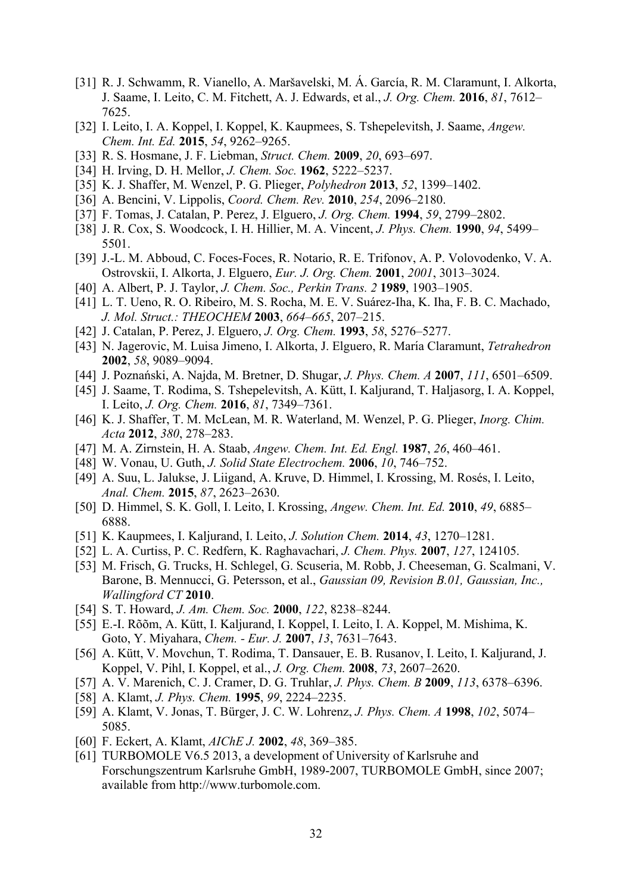[31] R. J. Schwamm, R. Vianello, A. Maršavelski, M. Á. García, R. M. Claramunt, I. Alkorta, J. Saame, I. Leito, C. M. Fitchett, A. J. Edwards, et al., *J. Org. Chem.* **2016**, *81*, 7612–7625.

[32] I. Leito, I. A. Koppel, I. Koppel, K. Kaupmees, S. Tshepelevitsh, J. Saame, *Angew. Chem. Int. Ed.* **2015**, *54*, 9262–9265.

[33] R. S. Hosmane, J. F. Liebman, *Struct. Chem.* **2009**, *20*, 693–697.

[34] H. Irving, D. H. Mellor, *J. Chem. Soc.* **1962**, 5222–5237.

[35] K. J. Shaffer, M. Wenzel, P. G. Plieger, *Polyhedron* **2013**, *52*, 1399–1402.

[36] A. Bencini, V. Lippolis, *Coord. Chem. Rev.* **2010**, *254*, 2096–2180.

[37] F. Tomas, J. Catalan, P. Perez, J. Elguero, *J. Org. Chem.* **1994**, *59*, 2799–2802.

[38] J. R. Cox, S. Woodcock, I. H. Hillier, M. A. Vincent, *J. Phys. Chem.* **1990**, *94*, 5499–5501.

[39] J.-L. M. Abboud, C. Foces-Foces, R. Notario, R. E. Trifonov, A. P. Volovodenko, V. A. Ostrovskii, I. Alkorta, J. Elguero, *Eur. J. Org. Chem.* **2001**, *2001*, 3013–3024.

[40] A. Albert, P. J. Taylor, *J. Chem. Soc., Perkin Trans. 2* **1989**, 1903–1905.

[41] L. T. Ueno, R. O. Ribeiro, M. S. Rocha, M. E. V. Suárez-Iha, K. Iha, F. B. C. Machado, *J. Mol. Struct.: THEOCHEM* **2003**, *664–665*, 207–215.

[42] J. Catalan, P. Perez, J. Elguero, *J. Org. Chem.* **1993**, *58*, 5276–5277.

[43] N. Jagerovic, M. Luisa Jimeno, I. Alkorta, J. Elguero, R. María Claramunt, *Tetrahedron* **2002**, *58*, 9089–9094.

[44] J. Poznański, A. Najda, M. Bretner, D. Shugar, *J. Phys. Chem. A* **2007**, *111*, 6501–6509.

[45] J. Saame, T. Rodima, S. Tshepelevitsh, A. Kütt, I. Kaljurand, T. Haljasorg, I. A. Koppel, I. Leito, *J. Org. Chem.* **2016**, *81*, 7349–7361.

[46] K. J. Shaffer, T. M. McLean, M. R. Waterland, M. Wenzel, P. G. Plieger, *Inorg. Chim. Acta* **2012**, *380*, 278–283.

[47] M. A. Zirnstein, H. A. Staab, *Angew. Chem. Int. Ed. Engl.* **1987**, *26*, 460–461.

[48] W. Vonau, U. Guth, *J. Solid State Electrochem.* **2006**, *10*, 746–752.

[49] A. Suu, L. Jalukse, J. Liigand, A. Kruve, D. Himmel, I. Krossing, M. Rosés, I. Leito, *Anal. Chem.* **2015**, *87*, 2623–2630.

[50] D. Himmel, S. K. Goll, I. Leito, I. Krossing, *Angew. Chem. Int. Ed.* **2010**, *49*, 6885–6888.

[51] K. Kaupmees, I. Kaljurand, I. Leito, *J. Solution Chem.* **2014**, *43*, 1270–1281.

[52] L. A. Curtiss, P. C. Redfern, K. Raghavachari, *J. Chem. Phys.* **2007**, *127*, 124105.

[53] M. Frisch, G. Trucks, H. Schlegel, G. Scuseria, M. Robb, J. Cheeseman, G. Scalmani, V. Barone, B. Mennucci, G. Petersson, et al., *Gaussian 09, Revision B.01, Gaussian, Inc., Wallingford CT* **2010**.

[54] S. T. Howard, *J. Am. Chem. Soc.* **2000**, *122*, 8238–8244.

[55] E.-I. Rõõm, A. Kütt, I. Kaljurand, I. Koppel, I. Leito, I. A. Koppel, M. Mishima, K. Goto, Y. Miyahara, *Chem. - Eur. J.* **2007**, *13*, 7631–7643.

[56] A. Kütt, V. Movchun, T. Rodima, T. Dansauer, E. B. Rusanov, I. Leito, I. Kaljurand, J. Koppel, V. Pihl, I. Koppel, et al., *J. Org. Chem.* **2008**, *73*, 2607–2620.

[57] A. V. Marenich, C. J. Cramer, D. G. Truhlar, *J. Phys. Chem. B* **2009**, *113*, 6378–6396.

[58] A. Klamt, *J. Phys. Chem.* **1995**, *99*, 2224–2235.

[59] A. Klamt, V. Jonas, T. Bürger, J. C. W. Lohrenz, *J. Phys. Chem. A* **1998**, *102*, 5074–5085.

[60] F. Eckert, A. Klamt, *AIChE J.* **2002**, *48*, 369–385.

[61] TURBOMOLE V6.5 2013, a development of University of Karlsruhe and Forschungszentrum Karlsruhe GmbH, 1989-2007, TURBOMOLE GmbH, since 2007; available from http://www.turbomole.com.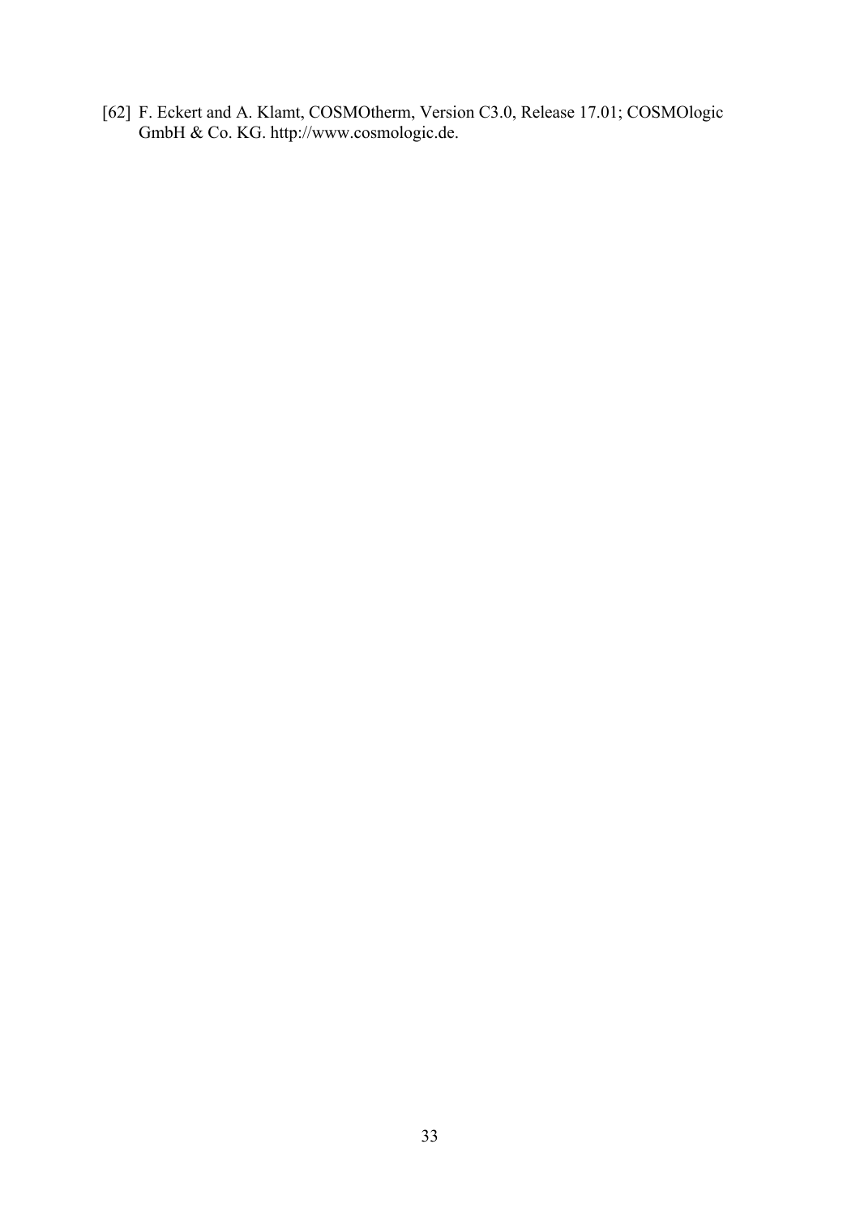[62] F. Eckert and A. Klamt, COSMOtherm, Version C3.0, Release 17.01; COSMOlogic GmbH & Co. KG. http://www.cosmologic.de.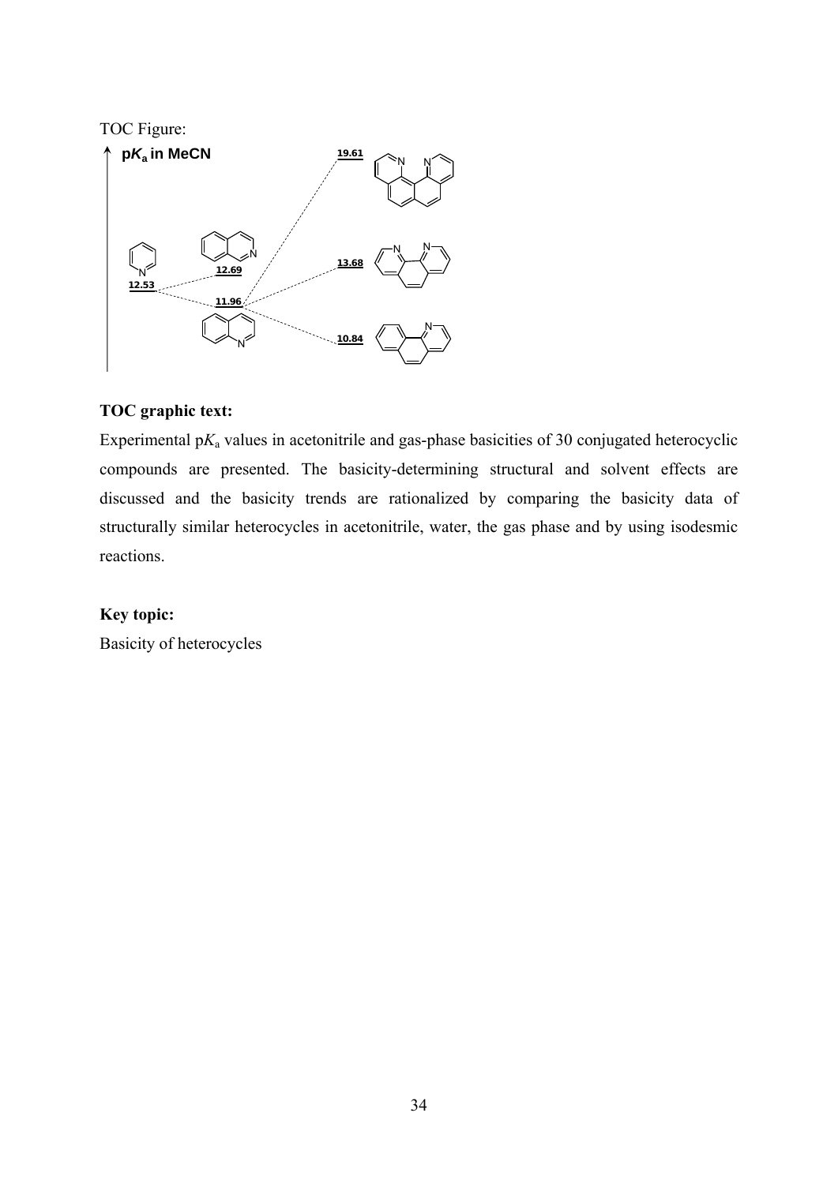TOC Figure:

p$K_a$ in MeCN

19.61

12.69

13.68

12.53

11.96

10.84

**TOC graphic text:**

Experimental p$K_a$ values in acetonitrile and gas-phase basicities of 30 conjugated heterocyclic compounds are presented. The basicity-determining structural and solvent effects are discussed and the basicity trends are rationalized by comparing the basicity data of structurally similar heterocycles in acetonitrile, water, the gas phase and by using isodesmic reactions.

**Key topic:**

Basicity of heterocycles